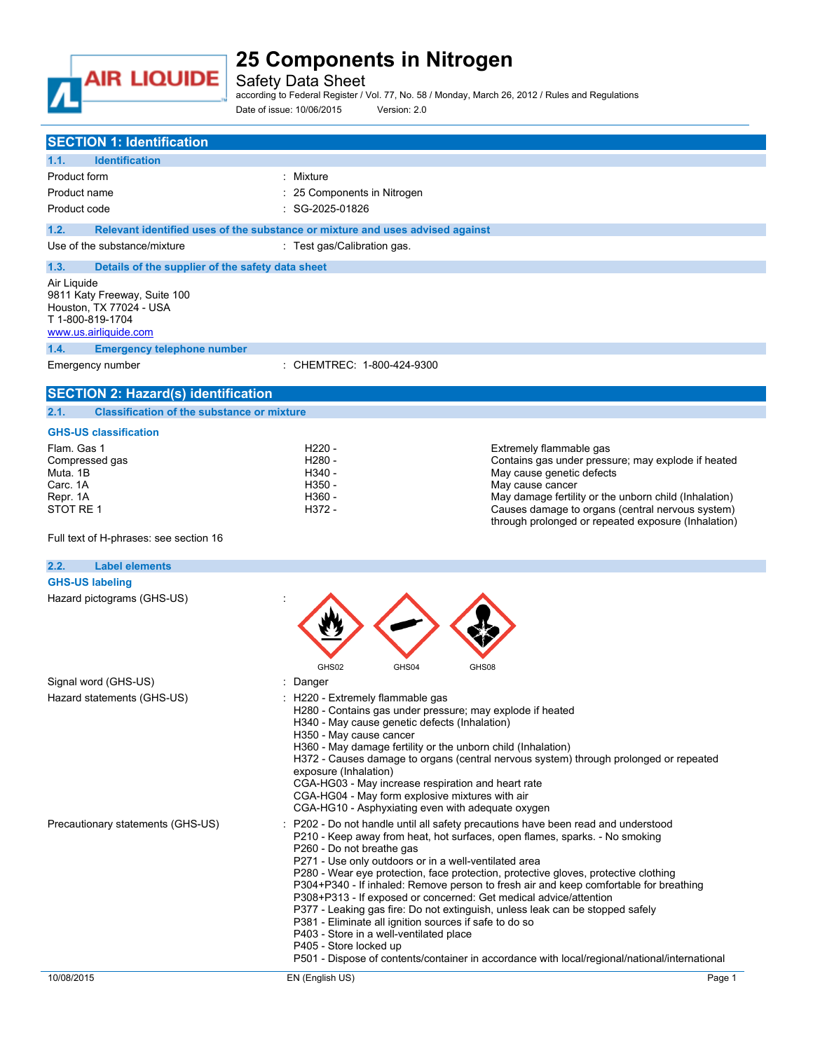# 25 Components in Nitrogen

Safety Data Sheet

according to Federal Register / Vol. 77, No. 58 / Monday, March 26, 2012 / Rules and Regulations

Date of issue: 10/06/2015 Version: 2.0

## SECTION 1: Identification

### 1.1. Identification

| | |
|---|---|
| Product form | : Mixture |
| Product name | : 25 Components in Nitrogen |
| Product code | : SG-2025-01826 |

### 1.2. Relevant identified uses of the substance or mixture and uses advised against

| | |
|---|---|
| Use of the substance/mixture | : Test gas/Calibration gas. |

### 1.3. Details of the supplier of the safety data sheet

Air Liquide
9811 Katy Freeway, Suite 100
Houston, TX 77024 - USA
T 1-800-819-1704
www.us.airliquide.com

### 1.4. Emergency telephone number

| | |
|---|---|
| Emergency number | : CHEMTREC: 1-800-424-9300 |

## SECTION 2: Hazard(s) identification

### 2.1. Classification of the substance or mixture

**GHS-US classification**

| | | |
|---|---|---|
| Flam. Gas 1 | H220 - | Extremely flammable gas |
| Compressed gas | H280 - | Contains gas under pressure; may explode if heated |
| Muta. 1B | H340 - | May cause genetic defects |
| Carc. 1A | H350 - | May cause cancer |
| Repr. 1A | H360 - | May damage fertility or the unborn child (Inhalation) |
| STOT RE 1 | H372 - | Causes damage to organs (central nervous system) through prolonged or repeated exposure (Inhalation) |

Full text of H-phrases: see section 16

### 2.2. Label elements

**GHS-US labeling**

Hazard pictograms (GHS-US) :

GHS02 GHS04 GHS08

Signal word (GHS-US) : Danger

Hazard statements (GHS-US) :
H220 - Extremely flammable gas
H280 - Contains gas under pressure; may explode if heated
H340 - May cause genetic defects (Inhalation)
H350 - May cause cancer
H360 - May damage fertility or the unborn child (Inhalation)
H372 - Causes damage to organs (central nervous system) through prolonged or repeated exposure (Inhalation)
CGA-HG03 - May increase respiration and heart rate
CGA-HG04 - May form explosive mixtures with air
CGA-HG10 - Asphyxiating even with adequate oxygen

Precautionary statements (GHS-US) :
P202 - Do not handle until all safety precautions have been read and understood
P210 - Keep away from heat, hot surfaces, open flames, sparks. - No smoking
P260 - Do not breathe gas
P271 - Use only outdoors or in a well-ventilated area
P280 - Wear eye protection, face protection, protective gloves, protective clothing
P304+P340 - If inhaled: Remove person to fresh air and keep comfortable for breathing
P308+P313 - If exposed or concerned: Get medical advice/attention
P377 - Leaking gas fire: Do not extinguish, unless leak can be stopped safely
P381 - Eliminate all ignition sources if safe to do so
P403 - Store in a well-ventilated place
P405 - Store locked up
P501 - Dispose of contents/container in accordance with local/regional/national/international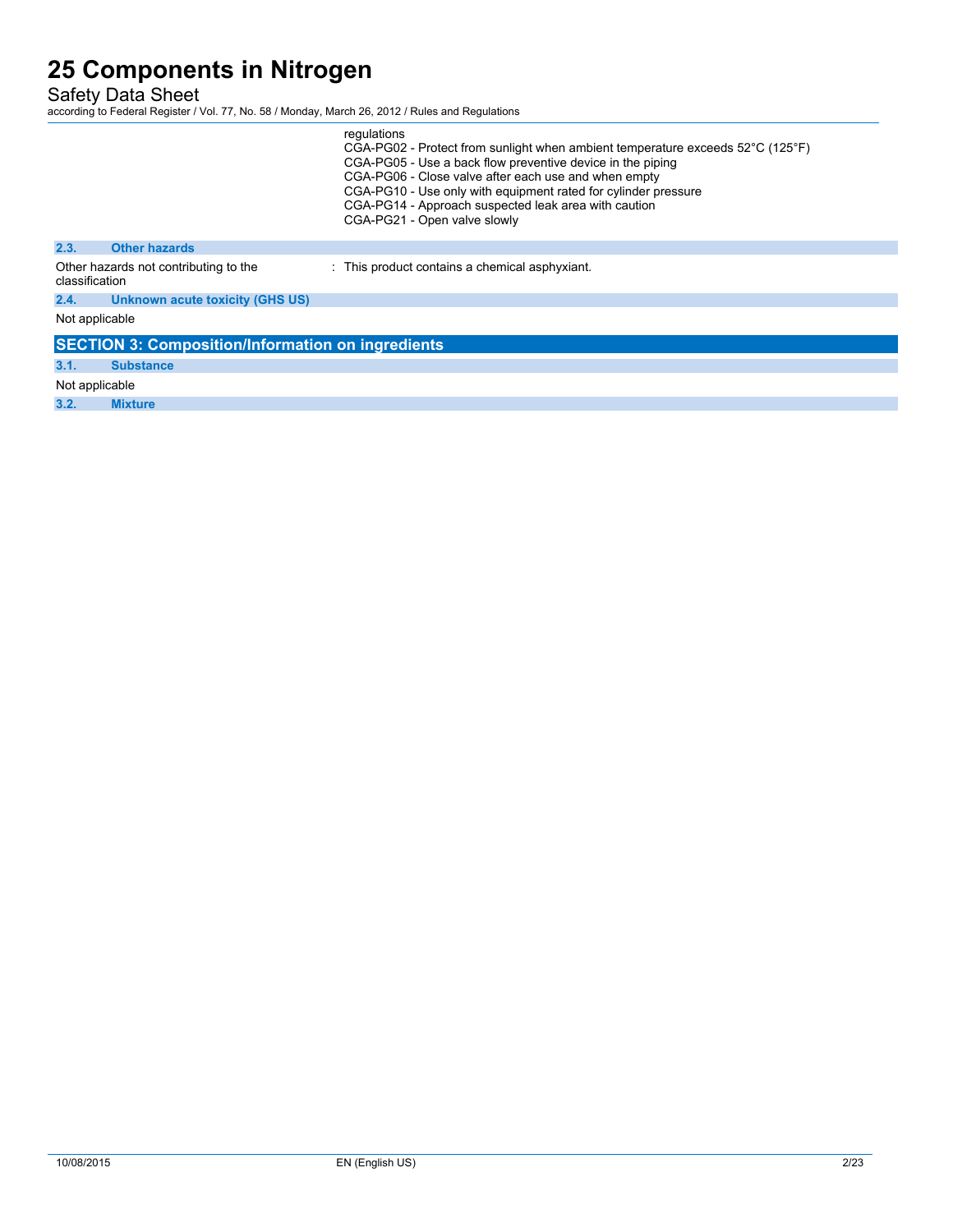regulations
CGA-PG02 - Protect from sunlight when ambient temperature exceeds 52°C (125°F)
CGA-PG05 - Use a back flow preventive device in the piping
CGA-PG06 - Close valve after each use and when empty
CGA-PG10 - Use only with equipment rated for cylinder pressure
CGA-PG14 - Approach suspected leak area with caution
CGA-PG21 - Open valve slowly

### 2.3. Other hazards

Other hazards not contributing to the classification : This product contains a chemical asphyxiant.

### 2.4. Unknown acute toxicity (GHS US)

Not applicable

## SECTION 3: Composition/Information on ingredients

### 3.1. Substance

Not applicable

### 3.2. Mixture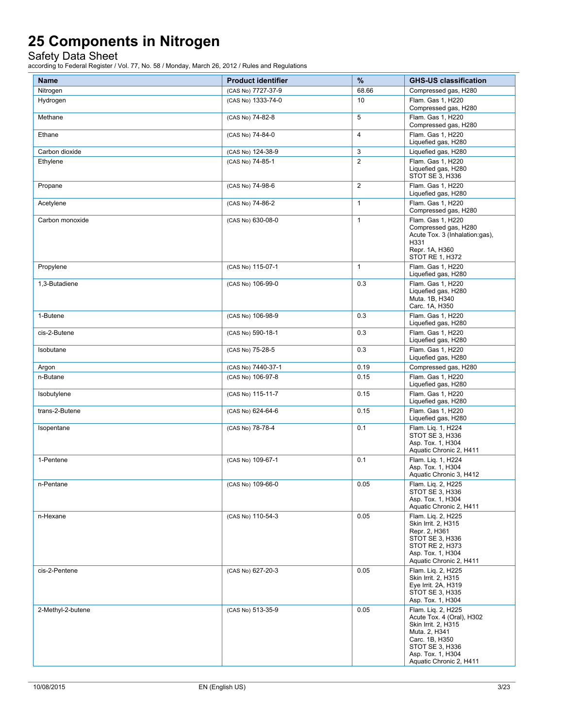# 25 Components in Nitrogen

Safety Data Sheet

according to Federal Register / Vol. 77, No. 58 / Monday, March 26, 2012 / Rules and Regulations

| Name | Product identifier | % | GHS-US classification |
|---|---|---|---|
| Nitrogen | (CAS No) 7727-37-9 | 68.66 | Compressed gas, H280 |
| Hydrogen | (CAS No) 1333-74-0 | 10 | Flam. Gas 1, H220<br>Compressed gas, H280 |
| Methane | (CAS No) 74-82-8 | 5 | Flam. Gas 1, H220<br>Compressed gas, H280 |
| Ethane | (CAS No) 74-84-0 | 4 | Flam. Gas 1, H220<br>Liquefied gas, H280 |
| Carbon dioxide | (CAS No) 124-38-9 | 3 | Liquefied gas, H280 |
| Ethylene | (CAS No) 74-85-1 | 2 | Flam. Gas 1, H220<br>Liquefied gas, H280<br>STOT SE 3, H336 |
| Propane | (CAS No) 74-98-6 | 2 | Flam. Gas 1, H220<br>Liquefied gas, H280 |
| Acetylene | (CAS No) 74-86-2 | 1 | Flam. Gas 1, H220<br>Compressed gas, H280 |
| Carbon monoxide | (CAS No) 630-08-0 | 1 | Flam. Gas 1, H220<br>Compressed gas, H280<br>Acute Tox. 3 (Inhalation:gas), H331<br>Repr. 1A, H360<br>STOT RE 1, H372 |
| Propylene | (CAS No) 115-07-1 | 1 | Flam. Gas 1, H220<br>Liquefied gas, H280 |
| 1,3-Butadiene | (CAS No) 106-99-0 | 0.3 | Flam. Gas 1, H220<br>Liquefied gas, H280<br>Muta. 1B, H340<br>Carc. 1A, H350 |
| 1-Butene | (CAS No) 106-98-9 | 0.3 | Flam. Gas 1, H220<br>Liquefied gas, H280 |
| cis-2-Butene | (CAS No) 590-18-1 | 0.3 | Flam. Gas 1, H220<br>Liquefied gas, H280 |
| Isobutane | (CAS No) 75-28-5 | 0.3 | Flam. Gas 1, H220<br>Liquefied gas, H280 |
| Argon | (CAS No) 7440-37-1 | 0.19 | Compressed gas, H280 |
| n-Butane | (CAS No) 106-97-8 | 0.15 | Flam. Gas 1, H220<br>Liquefied gas, H280 |
| Isobutylene | (CAS No) 115-11-7 | 0.15 | Flam. Gas 1, H220<br>Liquefied gas, H280 |
| trans-2-Butene | (CAS No) 624-64-6 | 0.15 | Flam. Gas 1, H220<br>Liquefied gas, H280 |
| Isopentane | (CAS No) 78-78-4 | 0.1 | Flam. Liq. 1, H224<br>STOT SE 3, H336<br>Asp. Tox. 1, H304<br>Aquatic Chronic 2, H411 |
| 1-Pentene | (CAS No) 109-67-1 | 0.1 | Flam. Liq. 1, H224<br>Asp. Tox. 1, H304<br>Aquatic Chronic 3, H412 |
| n-Pentane | (CAS No) 109-66-0 | 0.05 | Flam. Liq. 2, H225<br>STOT SE 3, H336<br>Asp. Tox. 1, H304<br>Aquatic Chronic 2, H411 |
| n-Hexane | (CAS No) 110-54-3 | 0.05 | Flam. Liq. 2, H225<br>Skin Irrit. 2, H315<br>Repr. 2, H361<br>STOT SE 3, H336<br>STOT RE 2, H373<br>Asp. Tox. 1, H304<br>Aquatic Chronic 2, H411 |
| cis-2-Pentene | (CAS No) 627-20-3 | 0.05 | Flam. Liq. 2, H225<br>Skin Irrit. 2, H315<br>Eye Irrit. 2A, H319<br>STOT SE 3, H335<br>Asp. Tox. 1, H304 |
| 2-Methyl-2-butene | (CAS No) 513-35-9 | 0.05 | Flam. Liq. 2, H225<br>Acute Tox. 4 (Oral), H302<br>Skin Irrit. 2, H315<br>Muta. 2, H341<br>Carc. 1B, H350<br>STOT SE 3, H336<br>Asp. Tox. 1, H304<br>Aquatic Chronic 2, H411 |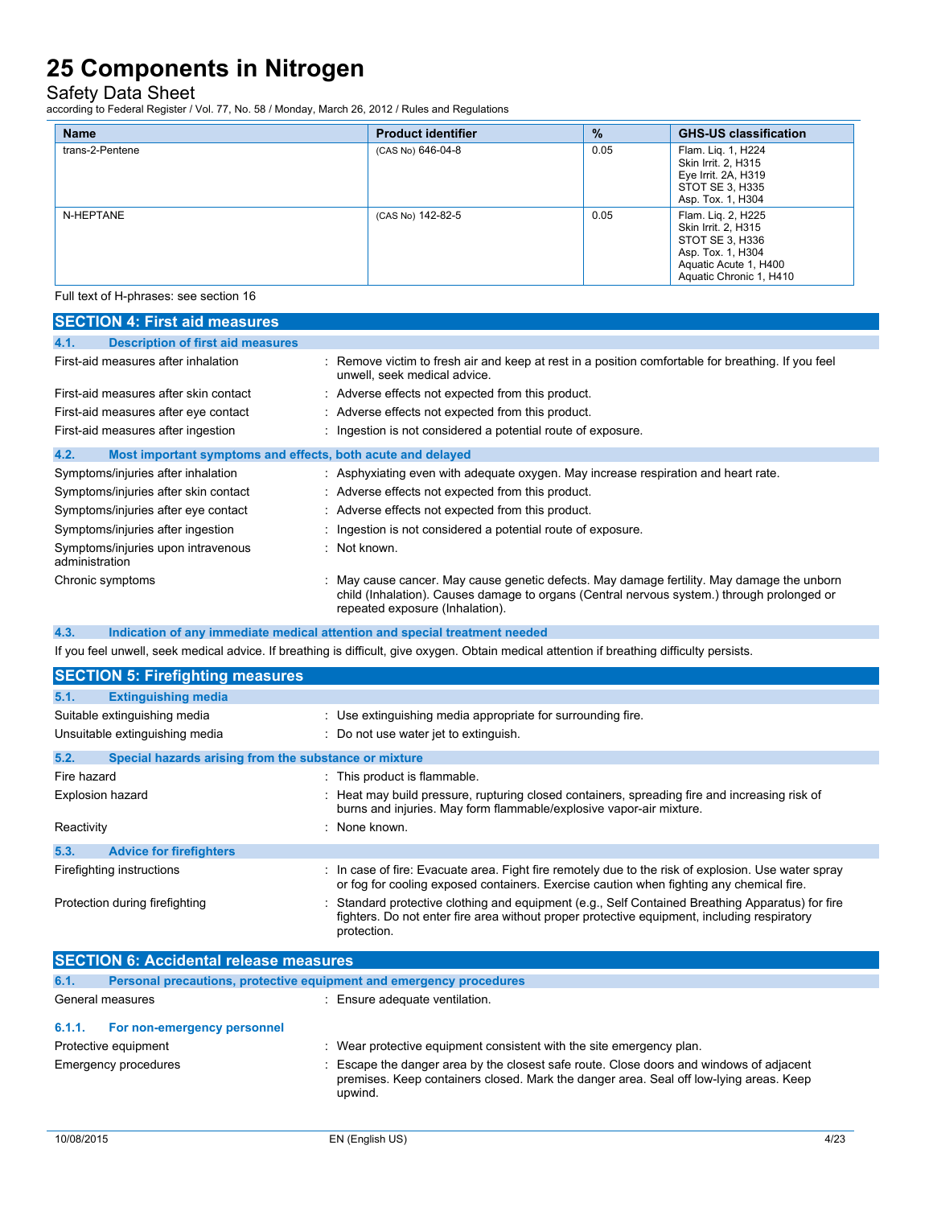| Name | Product identifier | % | GHS-US classification |
|---|---|---|---|
| trans-2-Pentene | (CAS No) 646-04-8 | 0.05 | Flam. Liq. 1, H224<br>Skin Irrit. 2, H315<br>Eye Irrit. 2A, H319<br>STOT SE 3, H335<br>Asp. Tox. 1, H304 |
| N-HEPTANE | (CAS No) 142-82-5 | 0.05 | Flam. Liq. 2, H225<br>Skin Irrit. 2, H315<br>STOT SE 3, H336<br>Asp. Tox. 1, H304<br>Aquatic Acute 1, H400<br>Aquatic Chronic 1, H410 |

Full text of H-phrases: see section 16

## SECTION 4: First aid measures

### 4.1. Description of first aid measures

First-aid measures after inhalation : Remove victim to fresh air and keep at rest in a position comfortable for breathing. If you feel unwell, seek medical advice.

First-aid measures after skin contact : Adverse effects not expected from this product.

First-aid measures after eye contact : Adverse effects not expected from this product.

First-aid measures after ingestion : Ingestion is not considered a potential route of exposure.

### 4.2. Most important symptoms and effects, both acute and delayed

Symptoms/injuries after inhalation : Asphyxiating even with adequate oxygen. May increase respiration and heart rate.

Symptoms/injuries after skin contact : Adverse effects not expected from this product.

Symptoms/injuries after eye contact : Adverse effects not expected from this product.

Symptoms/injuries after ingestion : Ingestion is not considered a potential route of exposure.

Symptoms/injuries upon intravenous administration : Not known.

Chronic symptoms : May cause cancer. May cause genetic defects. May damage fertility. May damage the unborn child (Inhalation). Causes damage to organs (Central nervous system.) through prolonged or repeated exposure (Inhalation).

### 4.3. Indication of any immediate medical attention and special treatment needed

If you feel unwell, seek medical advice. If breathing is difficult, give oxygen. Obtain medical attention if breathing difficulty persists.

## SECTION 5: Firefighting measures

### 5.1. Extinguishing media

Suitable extinguishing media : Use extinguishing media appropriate for surrounding fire.

Unsuitable extinguishing media : Do not use water jet to extinguish.

### 5.2. Special hazards arising from the substance or mixture

Fire hazard : This product is flammable.

Explosion hazard : Heat may build pressure, rupturing closed containers, spreading fire and increasing risk of burns and injuries. May form flammable/explosive vapor-air mixture.

Reactivity : None known.

### 5.3. Advice for firefighters

Firefighting instructions : In case of fire: Evacuate area. Fight fire remotely due to the risk of explosion. Use water spray or fog for cooling exposed containers. Exercise caution when fighting any chemical fire.

Protection during firefighting : Standard protective clothing and equipment (e.g., Self Contained Breathing Apparatus) for fire fighters. Do not enter fire area without proper protective equipment, including respiratory protection.

## SECTION 6: Accidental release measures

### 6.1. Personal precautions, protective equipment and emergency procedures

General measures : Ensure adequate ventilation.

#### 6.1.1. For non-emergency personnel

Protective equipment : Wear protective equipment consistent with the site emergency plan.

Emergency procedures : Escape the danger area by the closest safe route. Close doors and windows of adjacent premises. Keep containers closed. Mark the danger area. Seal off low-lying areas. Keep upwind.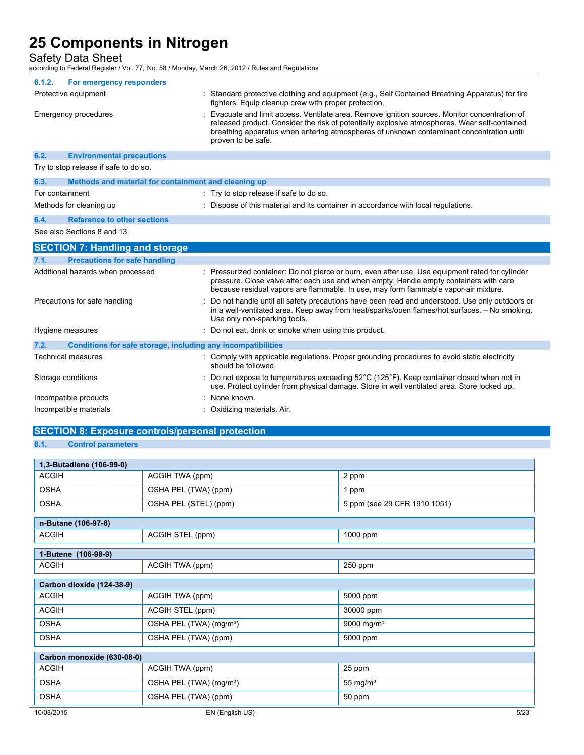#### 6.1.2. For emergency responders

| | |
|---|---|
| Protective equipment | : Standard protective clothing and equipment (e.g., Self Contained Breathing Apparatus) for fire fighters. Equip cleanup crew with proper protection. |
| Emergency procedures | : Evacuate and limit access. Ventilate area. Remove ignition sources. Monitor concentration of released product. Consider the risk of potentially explosive atmospheres. Wear self-contained breathing apparatus when entering atmospheres of unknown contaminant concentration until proven to be safe. |

### 6.2. Environmental precautions

Try to stop release if safe to do so.

### 6.3. Methods and material for containment and cleaning up

| | |
|---|---|
| For containment | : Try to stop release if safe to do so. |
| Methods for cleaning up | : Dispose of this material and its container in accordance with local regulations. |

### 6.4. Reference to other sections

See also Sections 8 and 13.

## SECTION 7: Handling and storage

### 7.1. Precautions for safe handling

| | |
|---|---|
| Additional hazards when processed | : Pressurized container: Do not pierce or burn, even after use. Use equipment rated for cylinder pressure. Close valve after each use and when empty. Handle empty containers with care because residual vapors are flammable. In use, may form flammable vapor-air mixture. |
| Precautions for safe handling | : Do not handle until all safety precautions have been read and understood. Use only outdoors or in a well-ventilated area. Keep away from heat/sparks/open flames/hot surfaces. – No smoking. Use only non-sparking tools. |
| Hygiene measures | : Do not eat, drink or smoke when using this product. |

### 7.2. Conditions for safe storage, including any incompatibilities

| | |
|---|---|
| Technical measures | : Comply with applicable regulations. Proper grounding procedures to avoid static electricity should be followed. |
| Storage conditions | : Do not expose to temperatures exceeding 52°C (125°F). Keep container closed when not in use. Protect cylinder from physical damage. Store in well ventilated area. Store locked up. |
| Incompatible products | : None known. |
| Incompatible materials | : Oxidizing materials. Air. |

## SECTION 8: Exposure controls/personal protection

### 8.1. Control parameters

| 1,3-Butadiene (106-99-0) | | |
|---|---|---|
| ACGIH | ACGIH TWA (ppm) | 2 ppm |
| OSHA | OSHA PEL (TWA) (ppm) | 1 ppm |
| OSHA | OSHA PEL (STEL) (ppm) | 5 ppm (see 29 CFR 1910.1051) |

| n-Butane (106-97-8) | | |
|---|---|---|
| ACGIH | ACGIH STEL (ppm) | 1000 ppm |

| 1-Butene (106-98-9) | | |
|---|---|---|
| ACGIH | ACGIH TWA (ppm) | 250 ppm |

| Carbon dioxide (124-38-9) | | |
|---|---|---|
| ACGIH | ACGIH TWA (ppm) | 5000 ppm |
| ACGIH | ACGIH STEL (ppm) | 30000 ppm |
| OSHA | OSHA PEL (TWA) (mg/m³) | 9000 mg/m³ |
| OSHA | OSHA PEL (TWA) (ppm) | 5000 ppm |

| Carbon monoxide (630-08-0) | | |
|---|---|---|
| ACGIH | ACGIH TWA (ppm) | 25 ppm |
| OSHA | OSHA PEL (TWA) (mg/m³) | 55 mg/m³ |
| OSHA | OSHA PEL (TWA) (ppm) | 50 ppm |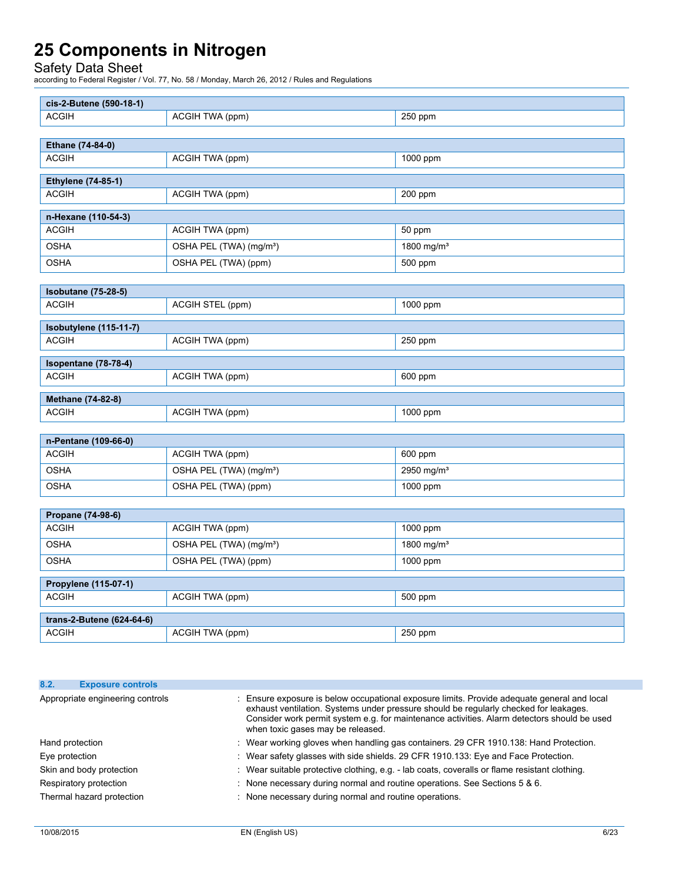| cis-2-Butene (590-18-1) | | |
|---|---|---|
| ACGIH | ACGIH TWA (ppm) | 250 ppm |

| Ethane (74-84-0) | | |
|---|---|---|
| ACGIH | ACGIH TWA (ppm) | 1000 ppm |

| Ethylene (74-85-1) | | |
|---|---|---|
| ACGIH | ACGIH TWA (ppm) | 200 ppm |

| n-Hexane (110-54-3) | | |
|---|---|---|
| ACGIH | ACGIH TWA (ppm) | 50 ppm |
| OSHA | OSHA PEL (TWA) (mg/m³) | 1800 mg/m³ |
| OSHA | OSHA PEL (TWA) (ppm) | 500 ppm |

| Isobutane (75-28-5) | | |
|---|---|---|
| ACGIH | ACGIH STEL (ppm) | 1000 ppm |

| Isobutylene (115-11-7) | | |
|---|---|---|
| ACGIH | ACGIH TWA (ppm) | 250 ppm |

| Isopentane (78-78-4) | | |
|---|---|---|
| ACGIH | ACGIH TWA (ppm) | 600 ppm |

| Methane (74-82-8) | | |
|---|---|---|
| ACGIH | ACGIH TWA (ppm) | 1000 ppm |

| n-Pentane (109-66-0) | | |
|---|---|---|
| ACGIH | ACGIH TWA (ppm) | 600 ppm |
| OSHA | OSHA PEL (TWA) (mg/m³) | 2950 mg/m³ |
| OSHA | OSHA PEL (TWA) (ppm) | 1000 ppm |

| Propane (74-98-6) | | |
|---|---|---|
| ACGIH | ACGIH TWA (ppm) | 1000 ppm |
| OSHA | OSHA PEL (TWA) (mg/m³) | 1800 mg/m³ |
| OSHA | OSHA PEL (TWA) (ppm) | 1000 ppm |

| Propylene (115-07-1) | | |
|---|---|---|
| ACGIH | ACGIH TWA (ppm) | 500 ppm |

| trans-2-Butene (624-64-6) | | |
|---|---|---|
| ACGIH | ACGIH TWA (ppm) | 250 ppm |

## 8.2. Exposure controls

Appropriate engineering controls : Ensure exposure is below occupational exposure limits. Provide adequate general and local exhaust ventilation. Systems under pressure should be regularly checked for leakages. Consider work permit system e.g. for maintenance activities. Alarm detectors should be used when toxic gases may be released.

Hand protection : Wear working gloves when handling gas containers. 29 CFR 1910.138: Hand Protection.

Eye protection : Wear safety glasses with side shields. 29 CFR 1910.133: Eye and Face Protection.

Skin and body protection : Wear suitable protective clothing, e.g. - lab coats, coveralls or flame resistant clothing.

Respiratory protection : None necessary during normal and routine operations. See Sections 5 & 6.

Thermal hazard protection : None necessary during normal and routine operations.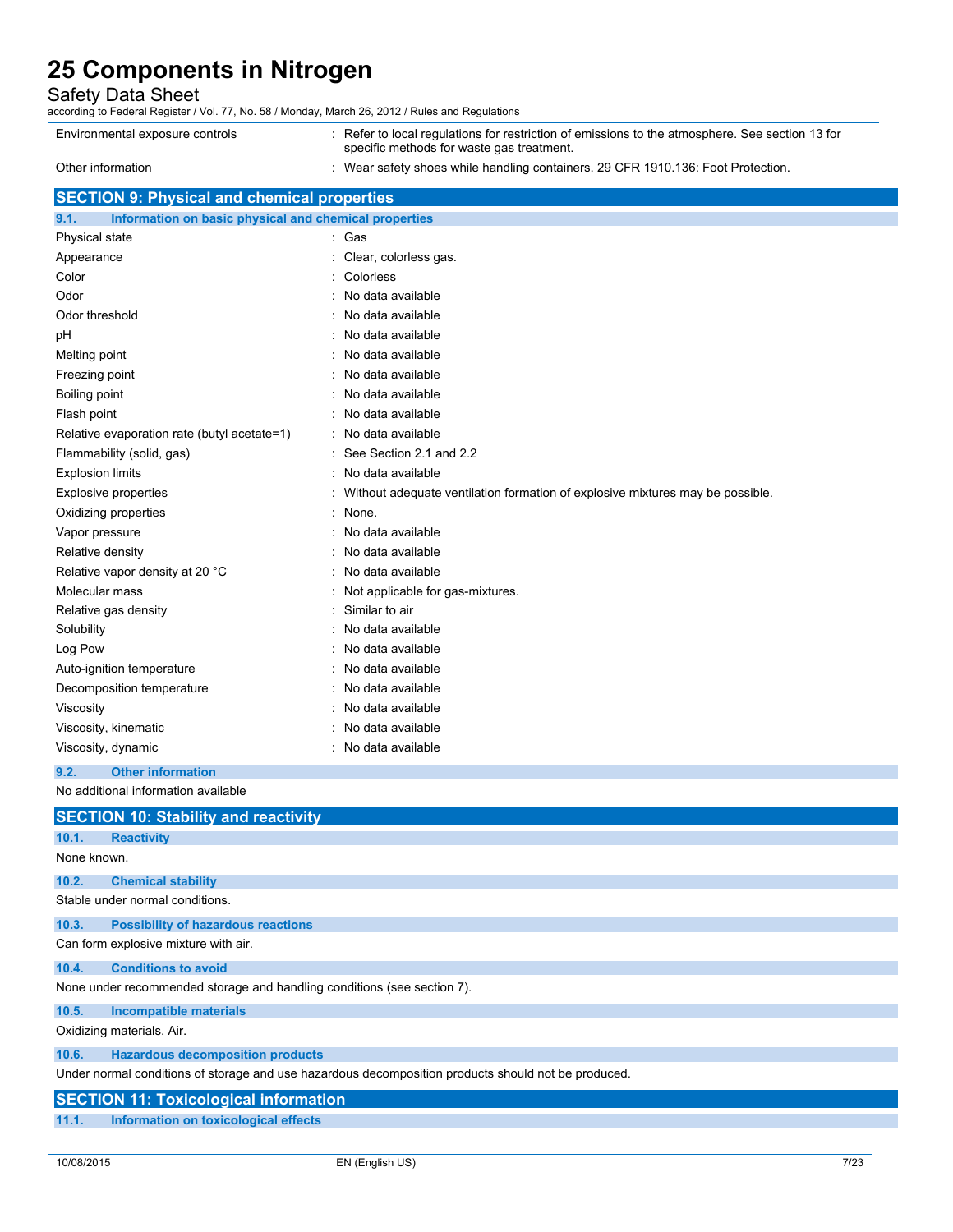| | |
|---|---|
| Environmental exposure controls | : Refer to local regulations for restriction of emissions to the atmosphere. See section 13 for specific methods for waste gas treatment. |
| Other information | : Wear safety shoes while handling containers. 29 CFR 1910.136: Foot Protection. |

## SECTION 9: Physical and chemical properties

### 9.1. Information on basic physical and chemical properties

| | |
|---|---|
| Physical state | : Gas |
| Appearance | : Clear, colorless gas. |
| Color | : Colorless |
| Odor | : No data available |
| Odor threshold | : No data available |
| pH | : No data available |
| Melting point | : No data available |
| Freezing point | : No data available |
| Boiling point | : No data available |
| Flash point | : No data available |
| Relative evaporation rate (butyl acetate=1) | : No data available |
| Flammability (solid, gas) | : See Section 2.1 and 2.2 |
| Explosion limits | : No data available |
| Explosive properties | : Without adequate ventilation formation of explosive mixtures may be possible. |
| Oxidizing properties | : None. |
| Vapor pressure | : No data available |
| Relative density | : No data available |
| Relative vapor density at 20 °C | : No data available |
| Molecular mass | : Not applicable for gas-mixtures. |
| Relative gas density | : Similar to air |
| Solubility | : No data available |
| Log Pow | : No data available |
| Auto-ignition temperature | : No data available |
| Decomposition temperature | : No data available |
| Viscosity | : No data available |
| Viscosity, kinematic | : No data available |
| Viscosity, dynamic | : No data available |

### 9.2. Other information

No additional information available

## SECTION 10: Stability and reactivity

### 10.1. Reactivity

None known.

### 10.2. Chemical stability

Stable under normal conditions.

### 10.3. Possibility of hazardous reactions

Can form explosive mixture with air.

### 10.4. Conditions to avoid

None under recommended storage and handling conditions (see section 7).

### 10.5. Incompatible materials

Oxidizing materials. Air.

### 10.6. Hazardous decomposition products

Under normal conditions of storage and use hazardous decomposition products should not be produced.

## SECTION 11: Toxicological information

### 11.1. Information on toxicological effects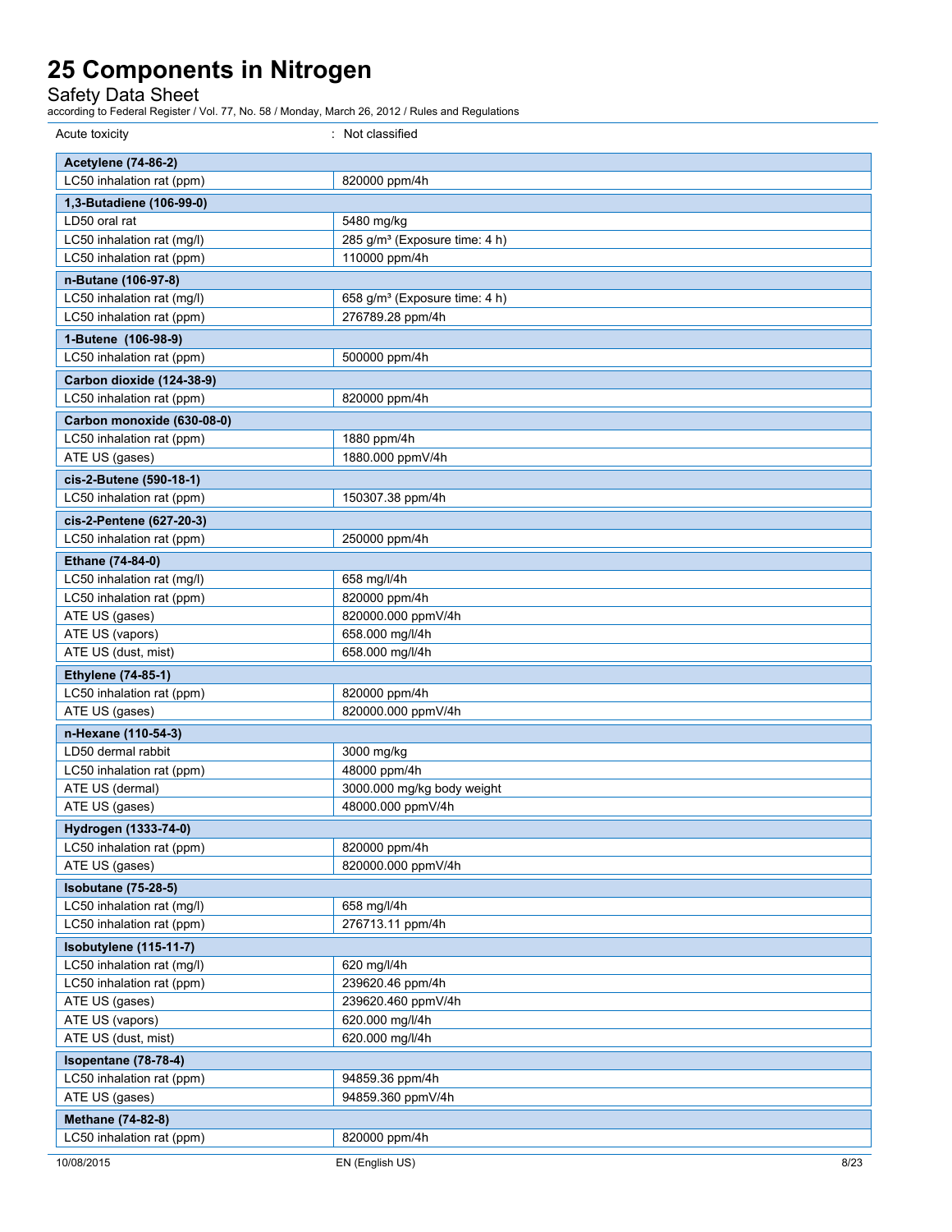Acute toxicity : Not classified

| Acetylene (74-86-2) | |
|---|---|
| LC50 inhalation rat (ppm) | 820000 ppm/4h |

| 1,3-Butadiene (106-99-0) | |
|---|---|
| LD50 oral rat | 5480 mg/kg |
| LC50 inhalation rat (mg/l) | 285 g/m³ (Exposure time: 4 h) |
| LC50 inhalation rat (ppm) | 110000 ppm/4h |

| n-Butane (106-97-8) | |
|---|---|
| LC50 inhalation rat (mg/l) | 658 g/m³ (Exposure time: 4 h) |
| LC50 inhalation rat (ppm) | 276789.28 ppm/4h |

| 1-Butene (106-98-9) | |
|---|---|
| LC50 inhalation rat (ppm) | 500000 ppm/4h |

| Carbon dioxide (124-38-9) | |
|---|---|
| LC50 inhalation rat (ppm) | 820000 ppm/4h |

| Carbon monoxide (630-08-0) | |
|---|---|
| LC50 inhalation rat (ppm) | 1880 ppm/4h |
| ATE US (gases) | 1880.000 ppmV/4h |

| cis-2-Butene (590-18-1) | |
|---|---|
| LC50 inhalation rat (ppm) | 150307.38 ppm/4h |

| cis-2-Pentene (627-20-3) | |
|---|---|
| LC50 inhalation rat (ppm) | 250000 ppm/4h |

| Ethane (74-84-0) | |
|---|---|
| LC50 inhalation rat (mg/l) | 658 mg/l/4h |
| LC50 inhalation rat (ppm) | 820000 ppm/4h |
| ATE US (gases) | 820000.000 ppmV/4h |
| ATE US (vapors) | 658.000 mg/l/4h |
| ATE US (dust, mist) | 658.000 mg/l/4h |

| Ethylene (74-85-1) | |
|---|---|
| LC50 inhalation rat (ppm) | 820000 ppm/4h |
| ATE US (gases) | 820000.000 ppmV/4h |

| n-Hexane (110-54-3) | |
|---|---|
| LD50 dermal rabbit | 3000 mg/kg |
| LC50 inhalation rat (ppm) | 48000 ppm/4h |
| ATE US (dermal) | 3000.000 mg/kg body weight |
| ATE US (gases) | 48000.000 ppmV/4h |

| Hydrogen (1333-74-0) | |
|---|---|
| LC50 inhalation rat (ppm) | 820000 ppm/4h |
| ATE US (gases) | 820000.000 ppmV/4h |

| Isobutane (75-28-5) | |
|---|---|
| LC50 inhalation rat (mg/l) | 658 mg/l/4h |
| LC50 inhalation rat (ppm) | 276713.11 ppm/4h |

| Isobutylene (115-11-7) | |
|---|---|
| LC50 inhalation rat (mg/l) | 620 mg/l/4h |
| LC50 inhalation rat (ppm) | 239620.46 ppm/4h |
| ATE US (gases) | 239620.460 ppmV/4h |
| ATE US (vapors) | 620.000 mg/l/4h |
| ATE US (dust, mist) | 620.000 mg/l/4h |

| Isopentane (78-78-4) | |
|---|---|
| LC50 inhalation rat (ppm) | 94859.36 ppm/4h |
| ATE US (gases) | 94859.360 ppmV/4h |

| Methane (74-82-8) | |
|---|---|
| LC50 inhalation rat (ppm) | 820000 ppm/4h |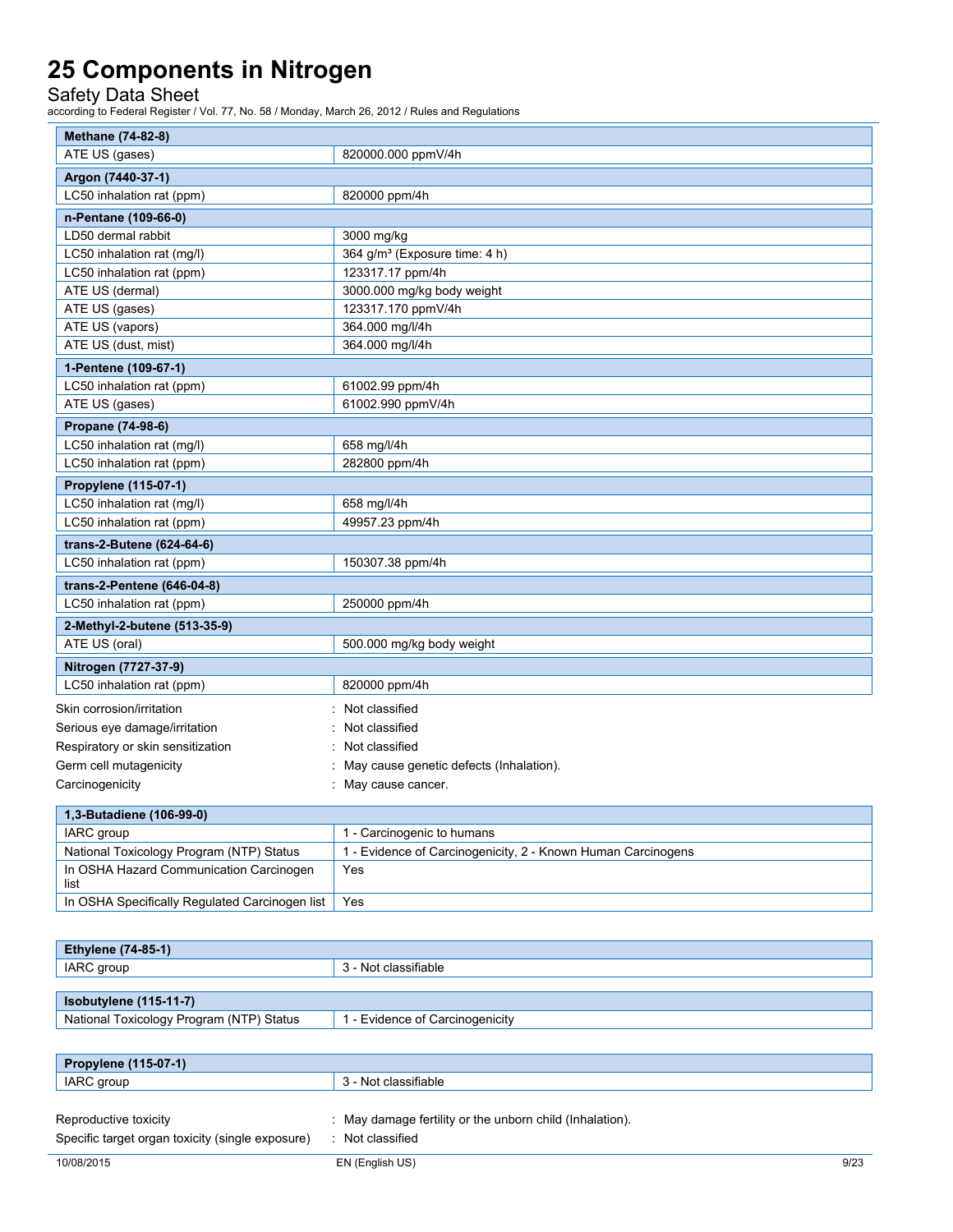| Methane (74-82-8) | |
|---|---|
| ATE US (gases) | 820000.000 ppmV/4h |

| Argon (7440-37-1) | |
|---|---|
| LC50 inhalation rat (ppm) | 820000 ppm/4h |

| n-Pentane (109-66-0) | |
|---|---|
| LD50 dermal rabbit | 3000 mg/kg |
| LC50 inhalation rat (mg/l) | 364 g/m³ (Exposure time: 4 h) |
| LC50 inhalation rat (ppm) | 123317.17 ppm/4h |
| ATE US (dermal) | 3000.000 mg/kg body weight |
| ATE US (gases) | 123317.170 ppmV/4h |
| ATE US (vapors) | 364.000 mg/l/4h |
| ATE US (dust, mist) | 364.000 mg/l/4h |

| 1-Pentene (109-67-1) | |
|---|---|
| LC50 inhalation rat (ppm) | 61002.99 ppm/4h |
| ATE US (gases) | 61002.990 ppmV/4h |

| Propane (74-98-6) | |
|---|---|
| LC50 inhalation rat (mg/l) | 658 mg/l/4h |
| LC50 inhalation rat (ppm) | 282800 ppm/4h |

| Propylene (115-07-1) | |
|---|---|
| LC50 inhalation rat (mg/l) | 658 mg/l/4h |
| LC50 inhalation rat (ppm) | 49957.23 ppm/4h |

| trans-2-Butene (624-64-6) | |
|---|---|
| LC50 inhalation rat (ppm) | 150307.38 ppm/4h |

| trans-2-Pentene (646-04-8) | |
|---|---|
| LC50 inhalation rat (ppm) | 250000 ppm/4h |

| 2-Methyl-2-butene (513-35-9) | |
|---|---|
| ATE US (oral) | 500.000 mg/kg body weight |

| Nitrogen (7727-37-9) | |
|---|---|
| LC50 inhalation rat (ppm) | 820000 ppm/4h |

Skin corrosion/irritation : Not classified

Serious eye damage/irritation : Not classified

Respiratory or skin sensitization : Not classified

Germ cell mutagenicity : May cause genetic defects (Inhalation).

Carcinogenicity : May cause cancer.

| 1,3-Butadiene (106-99-0) | |
|---|---|
| IARC group | 1 - Carcinogenic to humans |
| National Toxicology Program (NTP) Status | 1 - Evidence of Carcinogenicity, 2 - Known Human Carcinogens |
| In OSHA Hazard Communication Carcinogen list | Yes |
| In OSHA Specifically Regulated Carcinogen list | Yes |

| Ethylene (74-85-1) | |
|---|---|
| IARC group | 3 - Not classifiable |

| Isobutylene (115-11-7) | |
|---|---|
| National Toxicology Program (NTP) Status | 1 - Evidence of Carcinogenicity |

| Propylene (115-07-1) | |
|---|---|
| IARC group | 3 - Not classifiable |

Reproductive toxicity : May damage fertility or the unborn child (Inhalation).

Specific target organ toxicity (single exposure) : Not classified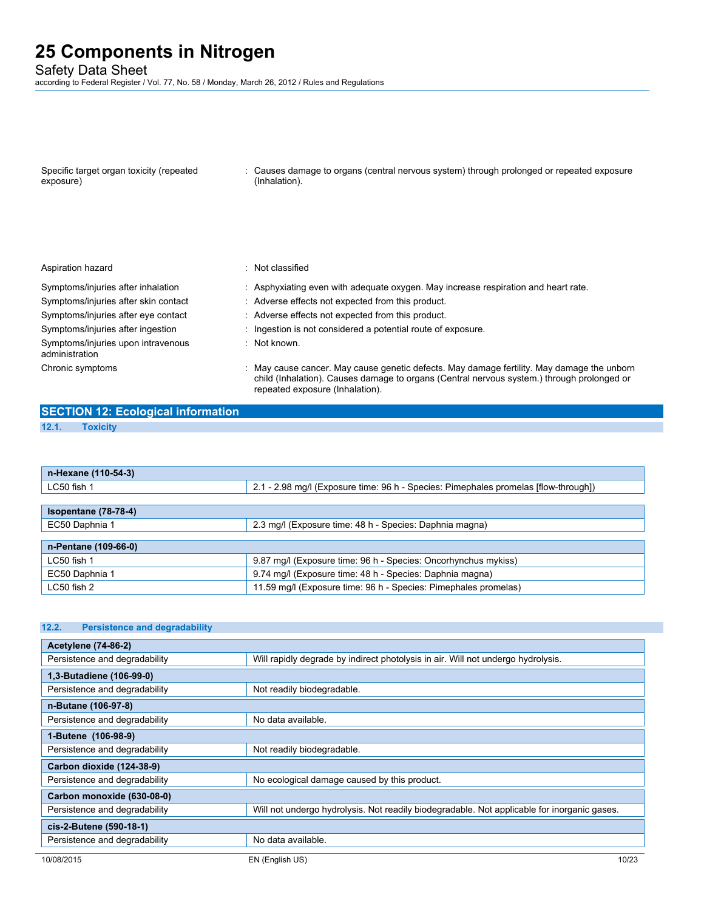| | |
|---|---|
| Specific target organ toxicity (repeated exposure) | : Causes damage to organs (central nervous system) through prolonged or repeated exposure (Inhalation). |
| Aspiration hazard | : Not classified |
| Symptoms/injuries after inhalation | : Asphyxiating even with adequate oxygen. May increase respiration and heart rate. |
| Symptoms/injuries after skin contact | : Adverse effects not expected from this product. |
| Symptoms/injuries after eye contact | : Adverse effects not expected from this product. |
| Symptoms/injuries after ingestion | : Ingestion is not considered a potential route of exposure. |
| Symptoms/injuries upon intravenous administration | : Not known. |
| Chronic symptoms | : May cause cancer. May cause genetic defects. May damage fertility. May damage the unborn child (Inhalation). Causes damage to organs (Central nervous system.) through prolonged or repeated exposure (Inhalation). |

## SECTION 12: Ecological information

### 12.1. Toxicity

| n-Hexane (110-54-3) | |
|---|---|
| LC50 fish 1 | 2.1 - 2.98 mg/l (Exposure time: 96 h - Species: Pimephales promelas [flow-through]) |

| Isopentane (78-78-4) | |
|---|---|
| EC50 Daphnia 1 | 2.3 mg/l (Exposure time: 48 h - Species: Daphnia magna) |

| n-Pentane (109-66-0) | |
|---|---|
| LC50 fish 1 | 9.87 mg/l (Exposure time: 96 h - Species: Oncorhynchus mykiss) |
| EC50 Daphnia 1 | 9.74 mg/l (Exposure time: 48 h - Species: Daphnia magna) |
| LC50 fish 2 | 11.59 mg/l (Exposure time: 96 h - Species: Pimephales promelas) |

### 12.2. Persistence and degradability

| Acetylene (74-86-2) | |
|---|---|
| Persistence and degradability | Will rapidly degrade by indirect photolysis in air. Will not undergo hydrolysis. |
| **1,3-Butadiene (106-99-0)** | |
| Persistence and degradability | Not readily biodegradable. |
| **n-Butane (106-97-8)** | |
| Persistence and degradability | No data available. |
| **1-Butene (106-98-9)** | |
| Persistence and degradability | Not readily biodegradable. |
| **Carbon dioxide (124-38-9)** | |
| Persistence and degradability | No ecological damage caused by this product. |
| **Carbon monoxide (630-08-0)** | |
| Persistence and degradability | Will not undergo hydrolysis. Not readily biodegradable. Not applicable for inorganic gases. |
| **cis-2-Butene (590-18-1)** | |
| Persistence and degradability | No data available. |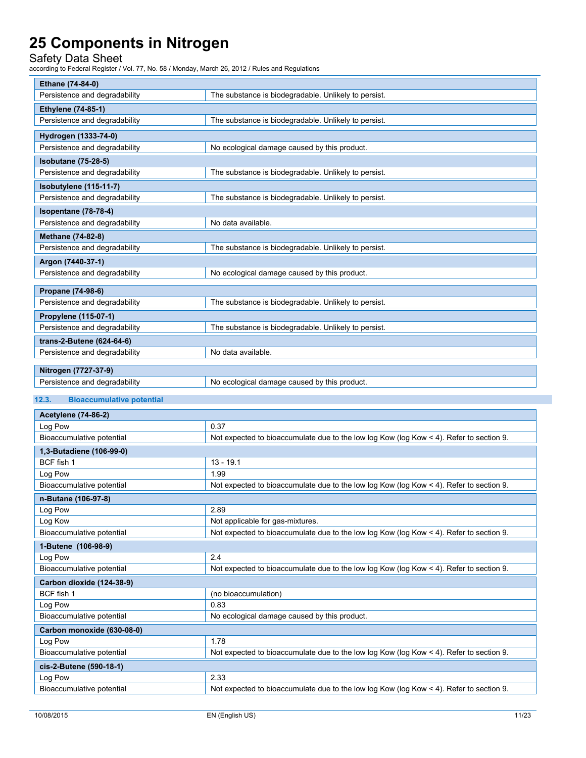| Ethane (74-84-0) | |
|---|---|
| Persistence and degradability | The substance is biodegradable. Unlikely to persist. |

| Ethylene (74-85-1) | |
|---|---|
| Persistence and degradability | The substance is biodegradable. Unlikely to persist. |

| Hydrogen (1333-74-0) | |
|---|---|
| Persistence and degradability | No ecological damage caused by this product. |

| Isobutane (75-28-5) | |
|---|---|
| Persistence and degradability | The substance is biodegradable. Unlikely to persist. |

| Isobutylene (115-11-7) | |
|---|---|
| Persistence and degradability | The substance is biodegradable. Unlikely to persist. |

| Isopentane (78-78-4) | |
|---|---|
| Persistence and degradability | No data available. |

| Methane (74-82-8) | |
|---|---|
| Persistence and degradability | The substance is biodegradable. Unlikely to persist. |

| Argon (7440-37-1) | |
|---|---|
| Persistence and degradability | No ecological damage caused by this product. |

| Propane (74-98-6) | |
|---|---|
| Persistence and degradability | The substance is biodegradable. Unlikely to persist. |

| Propylene (115-07-1) | |
|---|---|
| Persistence and degradability | The substance is biodegradable. Unlikely to persist. |

| trans-2-Butene (624-64-6) | |
|---|---|
| Persistence and degradability | No data available. |

| Nitrogen (7727-37-9) | |
|---|---|
| Persistence and degradability | No ecological damage caused by this product. |

### 12.3. Bioaccumulative potential

| Acetylene (74-86-2) | |
|---|---|
| Log Pow | 0.37 |
| Bioaccumulative potential | Not expected to bioaccumulate due to the low log Kow (log Kow < 4). Refer to section 9. |

| 1,3-Butadiene (106-99-0) | |
|---|---|
| BCF fish 1 | 13 - 19.1 |
| Log Pow | 1.99 |
| Bioaccumulative potential | Not expected to bioaccumulate due to the low log Kow (log Kow < 4). Refer to section 9. |

| n-Butane (106-97-8) | |
|---|---|
| Log Pow | 2.89 |
| Log Kow | Not applicable for gas-mixtures. |
| Bioaccumulative potential | Not expected to bioaccumulate due to the low log Kow (log Kow < 4). Refer to section 9. |

| 1-Butene (106-98-9) | |
|---|---|
| Log Pow | 2.4 |
| Bioaccumulative potential | Not expected to bioaccumulate due to the low log Kow (log Kow < 4). Refer to section 9. |

| Carbon dioxide (124-38-9) | |
|---|---|
| BCF fish 1 | (no bioaccumulation) |
| Log Pow | 0.83 |
| Bioaccumulative potential | No ecological damage caused by this product. |

| Carbon monoxide (630-08-0) | |
|---|---|
| Log Pow | 1.78 |
| Bioaccumulative potential | Not expected to bioaccumulate due to the low log Kow (log Kow < 4). Refer to section 9. |

| cis-2-Butene (590-18-1) | |
|---|---|
| Log Pow | 2.33 |
| Bioaccumulative potential | Not expected to bioaccumulate due to the low log Kow (log Kow < 4). Refer to section 9. |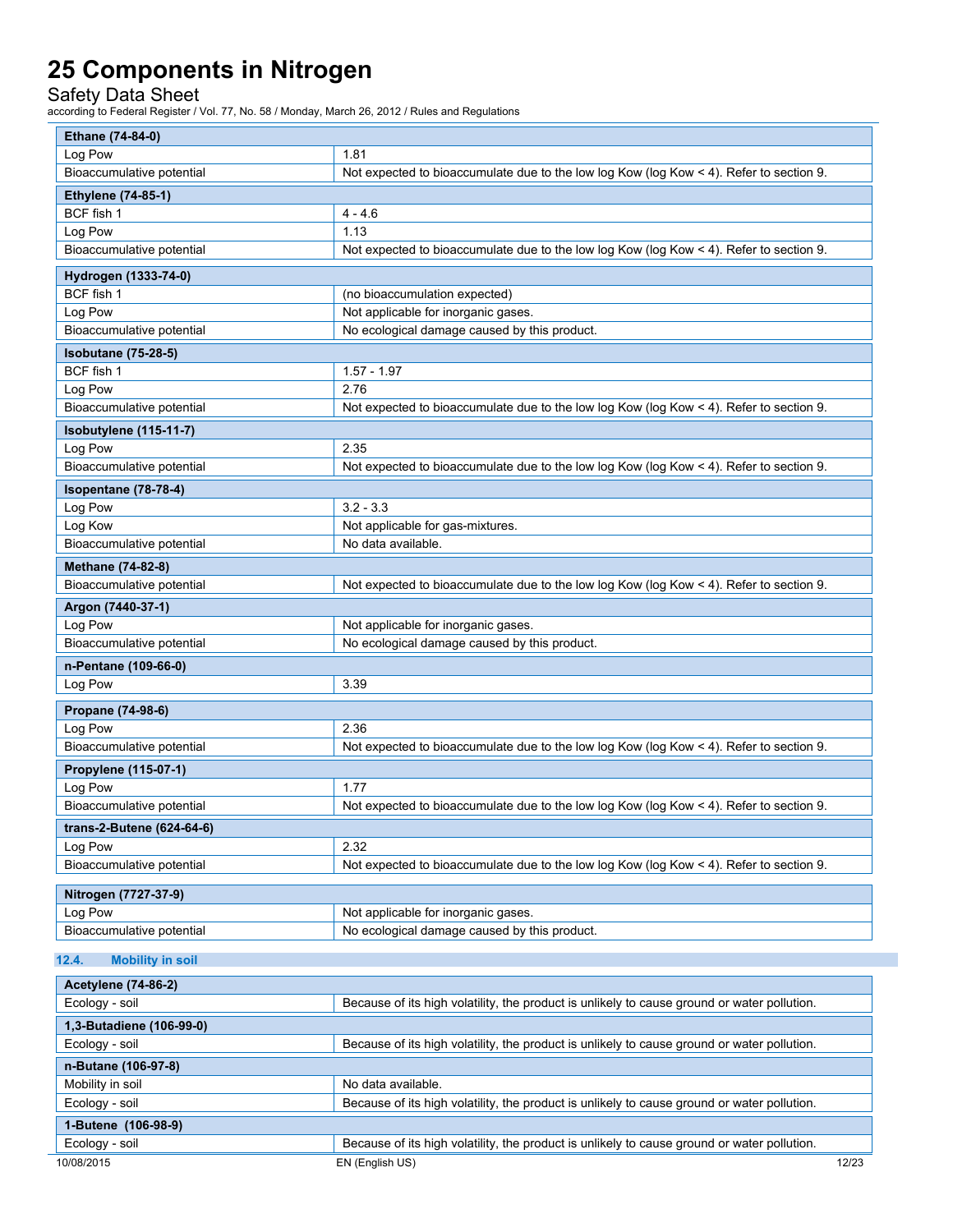| Ethane (74-84-0) | |
|---|---|
| Log Pow | 1.81 |
| Bioaccumulative potential | Not expected to bioaccumulate due to the low log Kow (log Kow < 4). Refer to section 9. |

| Ethylene (74-85-1) | |
|---|---|
| BCF fish 1 | 4 - 4.6 |
| Log Pow | 1.13 |
| Bioaccumulative potential | Not expected to bioaccumulate due to the low log Kow (log Kow < 4). Refer to section 9. |

| Hydrogen (1333-74-0) | |
|---|---|
| BCF fish 1 | (no bioaccumulation expected) |
| Log Pow | Not applicable for inorganic gases. |
| Bioaccumulative potential | No ecological damage caused by this product. |

| Isobutane (75-28-5) | |
|---|---|
| BCF fish 1 | 1.57 - 1.97 |
| Log Pow | 2.76 |
| Bioaccumulative potential | Not expected to bioaccumulate due to the low log Kow (log Kow < 4). Refer to section 9. |

| Isobutylene (115-11-7) | |
|---|---|
| Log Pow | 2.35 |
| Bioaccumulative potential | Not expected to bioaccumulate due to the low log Kow (log Kow < 4). Refer to section 9. |

| Isopentane (78-78-4) | |
|---|---|
| Log Pow | 3.2 - 3.3 |
| Log Kow | Not applicable for gas-mixtures. |
| Bioaccumulative potential | No data available. |

| Methane (74-82-8) | |
|---|---|
| Bioaccumulative potential | Not expected to bioaccumulate due to the low log Kow (log Kow < 4). Refer to section 9. |

| Argon (7440-37-1) | |
|---|---|
| Log Pow | Not applicable for inorganic gases. |
| Bioaccumulative potential | No ecological damage caused by this product. |

| n-Pentane (109-66-0) | |
|---|---|
| Log Pow | 3.39 |

| Propane (74-98-6) | |
|---|---|
| Log Pow | 2.36 |
| Bioaccumulative potential | Not expected to bioaccumulate due to the low log Kow (log Kow < 4). Refer to section 9. |

| Propylene (115-07-1) | |
|---|---|
| Log Pow | 1.77 |
| Bioaccumulative potential | Not expected to bioaccumulate due to the low log Kow (log Kow < 4). Refer to section 9. |

| trans-2-Butene (624-64-6) | |
|---|---|
| Log Pow | 2.32 |
| Bioaccumulative potential | Not expected to bioaccumulate due to the low log Kow (log Kow < 4). Refer to section 9. |

| Nitrogen (7727-37-9) | |
|---|---|
| Log Pow | Not applicable for inorganic gases. |
| Bioaccumulative potential | No ecological damage caused by this product. |

### 12.4. Mobility in soil

| Acetylene (74-86-2) | |
|---|---|
| Ecology - soil | Because of its high volatility, the product is unlikely to cause ground or water pollution. |

| 1,3-Butadiene (106-99-0) | |
|---|---|
| Ecology - soil | Because of its high volatility, the product is unlikely to cause ground or water pollution. |

| n-Butane (106-97-8) | |
|---|---|
| Mobility in soil | No data available. |
| Ecology - soil | Because of its high volatility, the product is unlikely to cause ground or water pollution. |

| 1-Butene (106-98-9) | |
|---|---|
| Ecology - soil | Because of its high volatility, the product is unlikely to cause ground or water pollution. |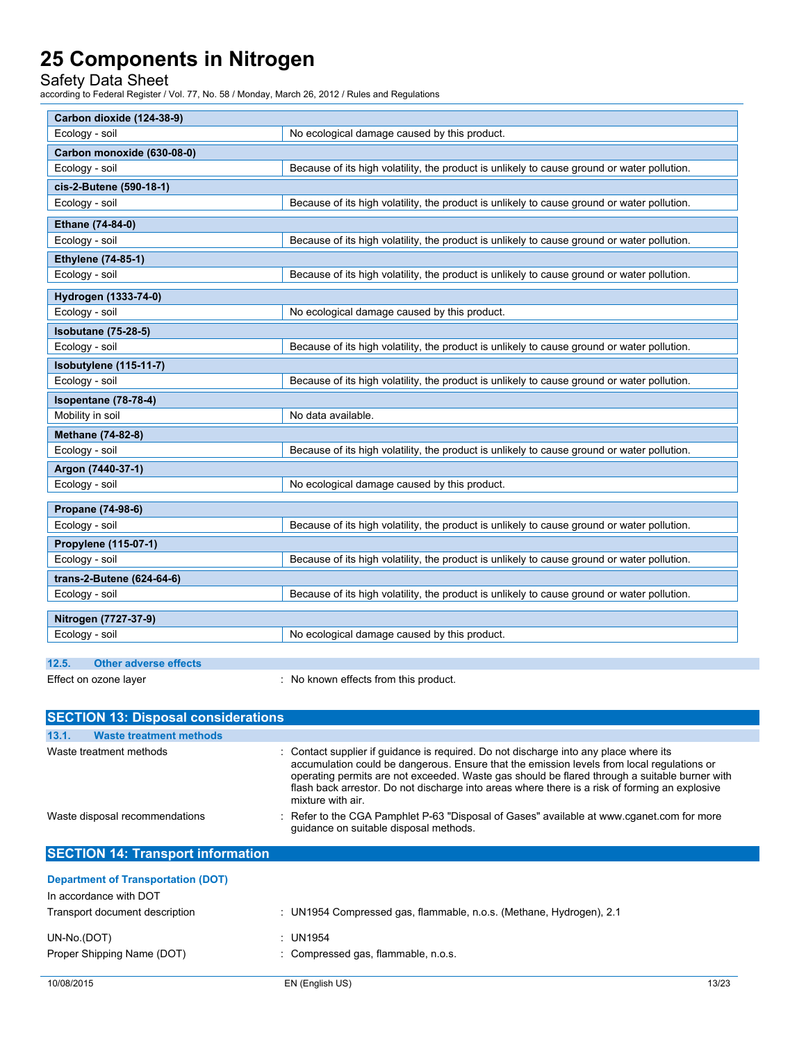| Carbon dioxide (124-38-9) | |
|---|---|
| Ecology - soil | No ecological damage caused by this product. |

| Carbon monoxide (630-08-0) | |
|---|---|
| Ecology - soil | Because of its high volatility, the product is unlikely to cause ground or water pollution. |

| cis-2-Butene (590-18-1) | |
|---|---|
| Ecology - soil | Because of its high volatility, the product is unlikely to cause ground or water pollution. |

| Ethane (74-84-0) | |
|---|---|
| Ecology - soil | Because of its high volatility, the product is unlikely to cause ground or water pollution. |

| Ethylene (74-85-1) | |
|---|---|
| Ecology - soil | Because of its high volatility, the product is unlikely to cause ground or water pollution. |

| Hydrogen (1333-74-0) | |
|---|---|
| Ecology - soil | No ecological damage caused by this product. |

| Isobutane (75-28-5) | |
|---|---|
| Ecology - soil | Because of its high volatility, the product is unlikely to cause ground or water pollution. |

| Isobutylene (115-11-7) | |
|---|---|
| Ecology - soil | Because of its high volatility, the product is unlikely to cause ground or water pollution. |

| Isopentane (78-78-4) | |
|---|---|
| Mobility in soil | No data available. |

| Methane (74-82-8) | |
|---|---|
| Ecology - soil | Because of its high volatility, the product is unlikely to cause ground or water pollution. |

| Argon (7440-37-1) | |
|---|---|
| Ecology - soil | No ecological damage caused by this product. |

| Propane (74-98-6) | |
|---|---|
| Ecology - soil | Because of its high volatility, the product is unlikely to cause ground or water pollution. |

| Propylene (115-07-1) | |
|---|---|
| Ecology - soil | Because of its high volatility, the product is unlikely to cause ground or water pollution. |

| trans-2-Butene (624-64-6) | |
|---|---|
| Ecology - soil | Because of its high volatility, the product is unlikely to cause ground or water pollution. |

| Nitrogen (7727-37-9) | |
|---|---|
| Ecology - soil | No ecological damage caused by this product. |

### 12.5. Other adverse effects

Effect on ozone layer : No known effects from this product.

## SECTION 13: Disposal considerations

### 13.1. Waste treatment methods

Waste treatment methods : Contact supplier if guidance is required. Do not discharge into any place where its accumulation could be dangerous. Ensure that the emission levels from local regulations or operating permits are not exceeded. Waste gas should be flared through a suitable burner with flash back arrestor. Do not discharge into areas where there is a risk of forming an explosive mixture with air.

Waste disposal recommendations : Refer to the CGA Pamphlet P-63 "Disposal of Gases" available at www.cganet.com for more guidance on suitable disposal methods.

## SECTION 14: Transport information

**Department of Transportation (DOT)**

In accordance with DOT

Transport document description : UN1954 Compressed gas, flammable, n.o.s. (Methane, Hydrogen), 2.1

UN-No.(DOT) : UN1954

Proper Shipping Name (DOT) : Compressed gas, flammable, n.o.s.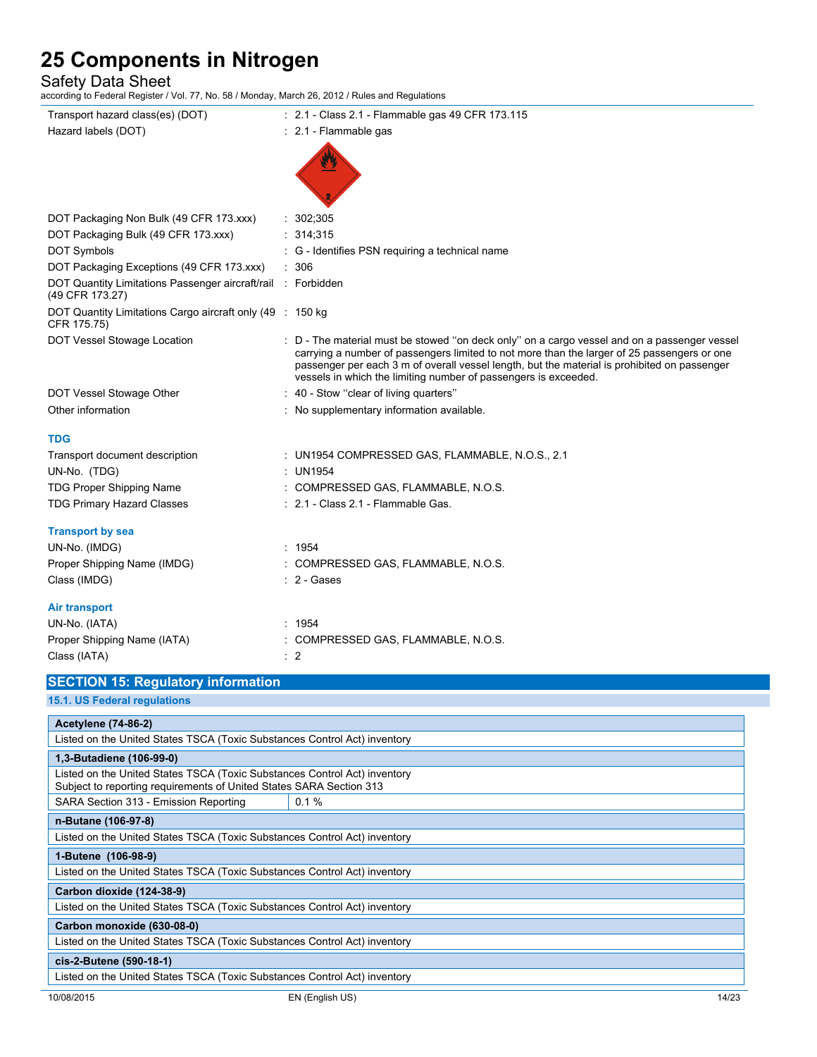| | |
|---|---|
| Transport hazard class(es) (DOT) | : 2.1 - Class 2.1 - Flammable gas 49 CFR 173.115 |
| Hazard labels (DOT) | : 2.1 - Flammable gas |
| DOT Packaging Non Bulk (49 CFR 173.xxx) | : 302;305 |
| DOT Packaging Bulk (49 CFR 173.xxx) | : 314;315 |
| DOT Symbols | : G - Identifies PSN requiring a technical name |
| DOT Packaging Exceptions (49 CFR 173.xxx) | : 306 |
| DOT Quantity Limitations Passenger aircraft/rail (49 CFR 173.27) | : Forbidden |
| DOT Quantity Limitations Cargo aircraft only (49 CFR 175.75) | : 150 kg |
| DOT Vessel Stowage Location | : D - The material must be stowed ''on deck only'' on a cargo vessel and on a passenger vessel carrying a number of passengers limited to not more than the larger of 25 passengers or one passenger per each 3 m of overall vessel length, but the material is prohibited on passenger vessels in which the limiting number of passengers is exceeded. |
| DOT Vessel Stowage Other | : 40 - Stow ''clear of living quarters'' |
| Other information | : No supplementary information available. |

### TDG

| | |
|---|---|
| Transport document description | : UN1954 COMPRESSED GAS, FLAMMABLE, N.O.S., 2.1 |
| UN-No. (TDG) | : UN1954 |
| TDG Proper Shipping Name | : COMPRESSED GAS, FLAMMABLE, N.O.S. |
| TDG Primary Hazard Classes | : 2.1 - Class 2.1 - Flammable Gas. |

### Transport by sea

| | |
|---|---|
| UN-No. (IMDG) | : 1954 |
| Proper Shipping Name (IMDG) | : COMPRESSED GAS, FLAMMABLE, N.O.S. |
| Class (IMDG) | : 2 - Gases |

### Air transport

| | |
|---|---|
| UN-No. (IATA) | : 1954 |
| Proper Shipping Name (IATA) | : COMPRESSED GAS, FLAMMABLE, N.O.S. |
| Class (IATA) | : 2 |

## SECTION 15: Regulatory information

### 15.1. US Federal regulations

| **Acetylene (74-86-2)** | |
|---|---|
| Listed on the United States TSCA (Toxic Substances Control Act) inventory | |
| **1,3-Butadiene (106-99-0)** | |
| Listed on the United States TSCA (Toxic Substances Control Act) inventory<br>Subject to reporting requirements of United States SARA Section 313 | |
| SARA Section 313 - Emission Reporting | 0.1 % |
| **n-Butane (106-97-8)** | |
| Listed on the United States TSCA (Toxic Substances Control Act) inventory | |
| **1-Butene (106-98-9)** | |
| Listed on the United States TSCA (Toxic Substances Control Act) inventory | |
| **Carbon dioxide (124-38-9)** | |
| Listed on the United States TSCA (Toxic Substances Control Act) inventory | |
| **Carbon monoxide (630-08-0)** | |
| Listed on the United States TSCA (Toxic Substances Control Act) inventory | |
| **cis-2-Butene (590-18-1)** | |
| Listed on the United States TSCA (Toxic Substances Control Act) inventory | |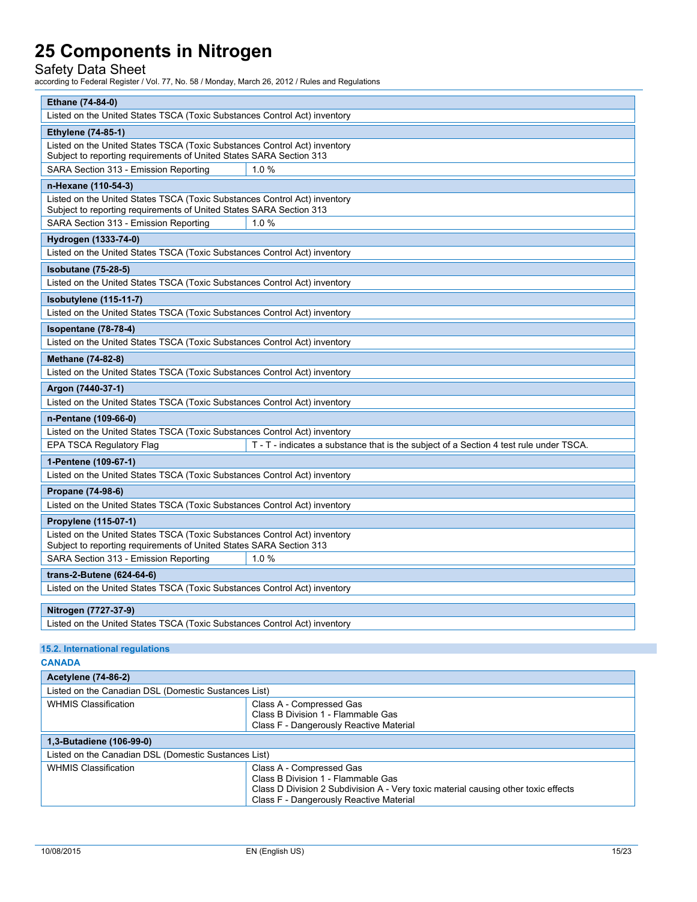| Ethane (74-84-0) | |
|---|---|
| Listed on the United States TSCA (Toxic Substances Control Act) inventory | |

| Ethylene (74-85-1) | |
|---|---|
| Listed on the United States TSCA (Toxic Substances Control Act) inventory<br>Subject to reporting requirements of United States SARA Section 313 | |
| SARA Section 313 - Emission Reporting | 1.0 % |

| n-Hexane (110-54-3) | |
|---|---|
| Listed on the United States TSCA (Toxic Substances Control Act) inventory<br>Subject to reporting requirements of United States SARA Section 313 | |
| SARA Section 313 - Emission Reporting | 1.0 % |

| Hydrogen (1333-74-0) |
|---|
| Listed on the United States TSCA (Toxic Substances Control Act) inventory |

| Isobutane (75-28-5) |
|---|
| Listed on the United States TSCA (Toxic Substances Control Act) inventory |

| Isobutylene (115-11-7) |
|---|
| Listed on the United States TSCA (Toxic Substances Control Act) inventory |

| Isopentane (78-78-4) |
|---|
| Listed on the United States TSCA (Toxic Substances Control Act) inventory |

| Methane (74-82-8) |
|---|
| Listed on the United States TSCA (Toxic Substances Control Act) inventory |

| Argon (7440-37-1) |
|---|
| Listed on the United States TSCA (Toxic Substances Control Act) inventory |

| n-Pentane (109-66-0) | |
|---|---|
| Listed on the United States TSCA (Toxic Substances Control Act) inventory | |
| EPA TSCA Regulatory Flag | T - T - indicates a substance that is the subject of a Section 4 test rule under TSCA. |

| 1-Pentene (109-67-1) |
|---|
| Listed on the United States TSCA (Toxic Substances Control Act) inventory |

| Propane (74-98-6) |
|---|
| Listed on the United States TSCA (Toxic Substances Control Act) inventory |

| Propylene (115-07-1) | |
|---|---|
| Listed on the United States TSCA (Toxic Substances Control Act) inventory<br>Subject to reporting requirements of United States SARA Section 313 | |
| SARA Section 313 - Emission Reporting | 1.0 % |

| trans-2-Butene (624-64-6) |
|---|
| Listed on the United States TSCA (Toxic Substances Control Act) inventory |

| Nitrogen (7727-37-9) |
|---|
| Listed on the United States TSCA (Toxic Substances Control Act) inventory |

### 15.2. International regulations

**CANADA**

| Acetylene (74-86-2) | |
|---|---|
| Listed on the Canadian DSL (Domestic Substances List) | |
| WHMIS Classification | Class A - Compressed Gas<br>Class B Division 1 - Flammable Gas<br>Class F - Dangerously Reactive Material |

| 1,3-Butadiene (106-99-0) | |
|---|---|
| Listed on the Canadian DSL (Domestic Substances List) | |
| WHMIS Classification | Class A - Compressed Gas<br>Class B Division 1 - Flammable Gas<br>Class D Division 2 Subdivision A - Very toxic material causing other toxic effects<br>Class F - Dangerously Reactive Material |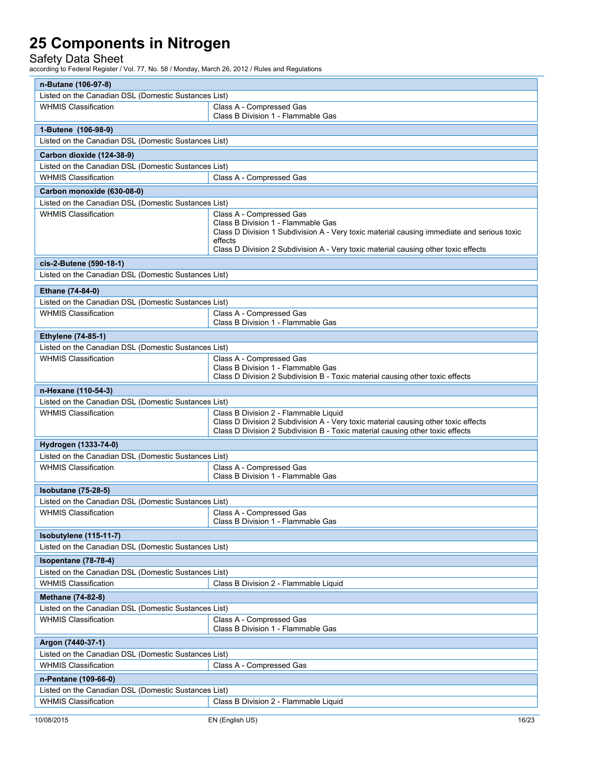| **n-Butane (106-97-8)** | |
|---|---|
| Listed on the Canadian DSL (Domestic Substances List) | |
| WHMIS Classification | Class A - Compressed Gas<br>Class B Division 1 - Flammable Gas |

| **1-Butene (106-98-9)** |
|---|
| Listed on the Canadian DSL (Domestic Substances List) |

| **Carbon dioxide (124-38-9)** | |
|---|---|
| Listed on the Canadian DSL (Domestic Substances List) | |
| WHMIS Classification | Class A - Compressed Gas |

| **Carbon monoxide (630-08-0)** | |
|---|---|
| Listed on the Canadian DSL (Domestic Substances List) | |
| WHMIS Classification | Class A - Compressed Gas<br>Class B Division 1 - Flammable Gas<br>Class D Division 1 Subdivision A - Very toxic material causing immediate and serious toxic effects<br>Class D Division 2 Subdivision A - Very toxic material causing other toxic effects |

| **cis-2-Butene (590-18-1)** |
|---|
| Listed on the Canadian DSL (Domestic Substances List) |

| **Ethane (74-84-0)** | |
|---|---|
| Listed on the Canadian DSL (Domestic Substances List) | |
| WHMIS Classification | Class A - Compressed Gas<br>Class B Division 1 - Flammable Gas |

| **Ethylene (74-85-1)** | |
|---|---|
| Listed on the Canadian DSL (Domestic Substances List) | |
| WHMIS Classification | Class A - Compressed Gas<br>Class B Division 1 - Flammable Gas<br>Class D Division 2 Subdivision B - Toxic material causing other toxic effects |

| **n-Hexane (110-54-3)** | |
|---|---|
| Listed on the Canadian DSL (Domestic Substances List) | |
| WHMIS Classification | Class B Division 2 - Flammable Liquid<br>Class D Division 2 Subdivision A - Very toxic material causing other toxic effects<br>Class D Division 2 Subdivision B - Toxic material causing other toxic effects |

| **Hydrogen (1333-74-0)** | |
|---|---|
| Listed on the Canadian DSL (Domestic Substances List) | |
| WHMIS Classification | Class A - Compressed Gas<br>Class B Division 1 - Flammable Gas |

| **Isobutane (75-28-5)** | |
|---|---|
| Listed on the Canadian DSL (Domestic Substances List) | |
| WHMIS Classification | Class A - Compressed Gas<br>Class B Division 1 - Flammable Gas |

| **Isobutylene (115-11-7)** |
|---|
| Listed on the Canadian DSL (Domestic Substances List) |

| **Isopentane (78-78-4)** | |
|---|---|
| Listed on the Canadian DSL (Domestic Substances List) | |
| WHMIS Classification | Class B Division 2 - Flammable Liquid |

| **Methane (74-82-8)** | |
|---|---|
| Listed on the Canadian DSL (Domestic Substances List) | |
| WHMIS Classification | Class A - Compressed Gas<br>Class B Division 1 - Flammable Gas |

| **Argon (7440-37-1)** | |
|---|---|
| Listed on the Canadian DSL (Domestic Substances List) | |
| WHMIS Classification | Class A - Compressed Gas |

| **n-Pentane (109-66-0)** | |
|---|---|
| Listed on the Canadian DSL (Domestic Substances List) | |
| WHMIS Classification | Class B Division 2 - Flammable Liquid |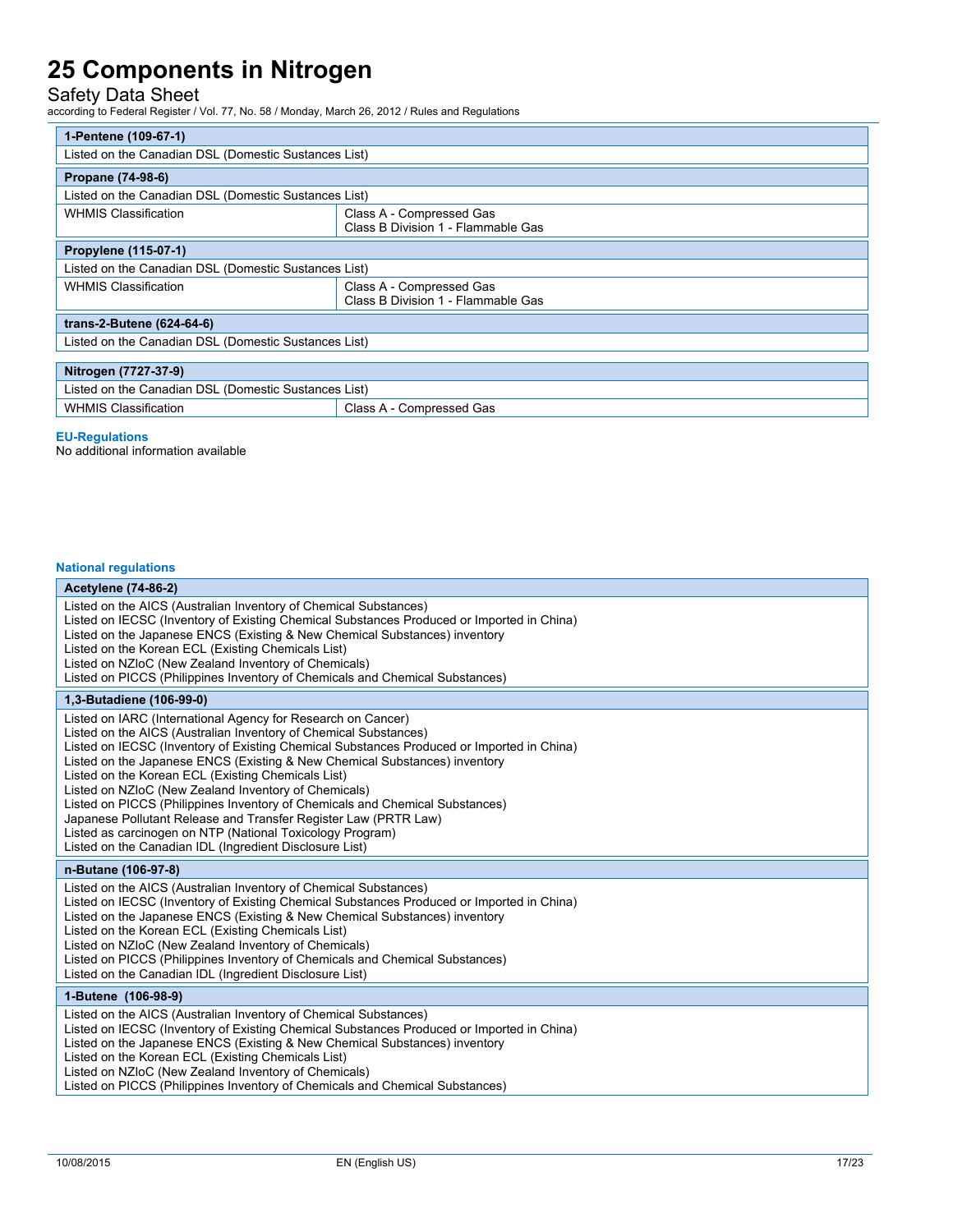| 1-Pentene (109-67-1) | |
|---|---|
| Listed on the Canadian DSL (Domestic Substances List) | |

| Propane (74-98-6) | |
|---|---|
| Listed on the Canadian DSL (Domestic Substances List) | |
| WHMIS Classification | Class A - Compressed Gas<br>Class B Division 1 - Flammable Gas |

| Propylene (115-07-1) | |
|---|---|
| Listed on the Canadian DSL (Domestic Substances List) | |
| WHMIS Classification | Class A - Compressed Gas<br>Class B Division 1 - Flammable Gas |

| trans-2-Butene (624-64-6) | |
|---|---|
| Listed on the Canadian DSL (Domestic Substances List) | |

| Nitrogen (7727-37-9) | |
|---|---|
| Listed on the Canadian DSL (Domestic Substances List) | |
| WHMIS Classification | Class A - Compressed Gas |

### EU-Regulations

No additional information available

### National regulations

| Acetylene (74-86-2) |
|---|
| Listed on the AICS (Australian Inventory of Chemical Substances)<br>Listed on IECSC (Inventory of Existing Chemical Substances Produced or Imported in China)<br>Listed on the Japanese ENCS (Existing & New Chemical Substances) inventory<br>Listed on the Korean ECL (Existing Chemicals List)<br>Listed on NZIoC (New Zealand Inventory of Chemicals)<br>Listed on PICCS (Philippines Inventory of Chemicals and Chemical Substances) |

| 1,3-Butadiene (106-99-0) |
|---|
| Listed on IARC (International Agency for Research on Cancer)<br>Listed on the AICS (Australian Inventory of Chemical Substances)<br>Listed on IECSC (Inventory of Existing Chemical Substances Produced or Imported in China)<br>Listed on the Japanese ENCS (Existing & New Chemical Substances) inventory<br>Listed on the Korean ECL (Existing Chemicals List)<br>Listed on NZIoC (New Zealand Inventory of Chemicals)<br>Listed on PICCS (Philippines Inventory of Chemicals and Chemical Substances)<br>Japanese Pollutant Release and Transfer Register Law (PRTR Law)<br>Listed as carcinogen on NTP (National Toxicology Program)<br>Listed on the Canadian IDL (Ingredient Disclosure List) |

| n-Butane (106-97-8) |
|---|
| Listed on the AICS (Australian Inventory of Chemical Substances)<br>Listed on IECSC (Inventory of Existing Chemical Substances Produced or Imported in China)<br>Listed on the Japanese ENCS (Existing & New Chemical Substances) inventory<br>Listed on the Korean ECL (Existing Chemicals List)<br>Listed on NZIoC (New Zealand Inventory of Chemicals)<br>Listed on PICCS (Philippines Inventory of Chemicals and Chemical Substances)<br>Listed on the Canadian IDL (Ingredient Disclosure List) |

| 1-Butene (106-98-9) |
|---|
| Listed on the AICS (Australian Inventory of Chemical Substances)<br>Listed on IECSC (Inventory of Existing Chemical Substances Produced or Imported in China)<br>Listed on the Japanese ENCS (Existing & New Chemical Substances) inventory<br>Listed on the Korean ECL (Existing Chemicals List)<br>Listed on NZIoC (New Zealand Inventory of Chemicals)<br>Listed on PICCS (Philippines Inventory of Chemicals and Chemical Substances) |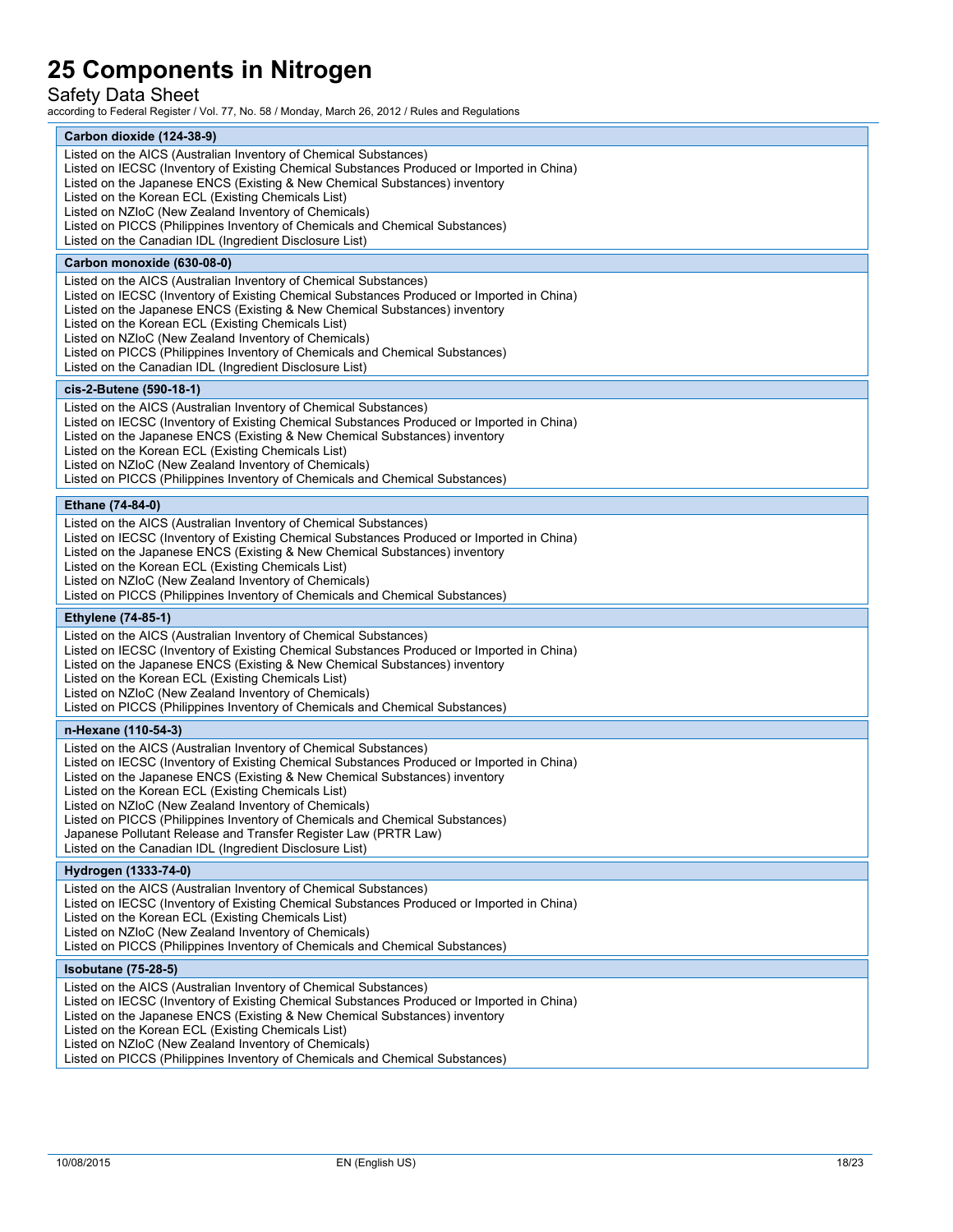| Carbon dioxide (124-38-9) |
|---|
| Listed on the AICS (Australian Inventory of Chemical Substances)<br>Listed on IECSC (Inventory of Existing Chemical Substances Produced or Imported in China)<br>Listed on the Japanese ENCS (Existing & New Chemical Substances) inventory<br>Listed on the Korean ECL (Existing Chemicals List)<br>Listed on NZIoC (New Zealand Inventory of Chemicals)<br>Listed on PICCS (Philippines Inventory of Chemicals and Chemical Substances)<br>Listed on the Canadian IDL (Ingredient Disclosure List) |

| Carbon monoxide (630-08-0) |
|---|
| Listed on the AICS (Australian Inventory of Chemical Substances)<br>Listed on IECSC (Inventory of Existing Chemical Substances Produced or Imported in China)<br>Listed on the Japanese ENCS (Existing & New Chemical Substances) inventory<br>Listed on the Korean ECL (Existing Chemicals List)<br>Listed on NZIoC (New Zealand Inventory of Chemicals)<br>Listed on PICCS (Philippines Inventory of Chemicals and Chemical Substances)<br>Listed on the Canadian IDL (Ingredient Disclosure List) |

| cis-2-Butene (590-18-1) |
|---|
| Listed on the AICS (Australian Inventory of Chemical Substances)<br>Listed on IECSC (Inventory of Existing Chemical Substances Produced or Imported in China)<br>Listed on the Japanese ENCS (Existing & New Chemical Substances) inventory<br>Listed on the Korean ECL (Existing Chemicals List)<br>Listed on NZIoC (New Zealand Inventory of Chemicals)<br>Listed on PICCS (Philippines Inventory of Chemicals and Chemical Substances) |

| Ethane (74-84-0) |
|---|
| Listed on the AICS (Australian Inventory of Chemical Substances)<br>Listed on IECSC (Inventory of Existing Chemical Substances Produced or Imported in China)<br>Listed on the Japanese ENCS (Existing & New Chemical Substances) inventory<br>Listed on the Korean ECL (Existing Chemicals List)<br>Listed on NZIoC (New Zealand Inventory of Chemicals)<br>Listed on PICCS (Philippines Inventory of Chemicals and Chemical Substances) |

| Ethylene (74-85-1) |
|---|
| Listed on the AICS (Australian Inventory of Chemical Substances)<br>Listed on IECSC (Inventory of Existing Chemical Substances Produced or Imported in China)<br>Listed on the Japanese ENCS (Existing & New Chemical Substances) inventory<br>Listed on the Korean ECL (Existing Chemicals List)<br>Listed on NZIoC (New Zealand Inventory of Chemicals)<br>Listed on PICCS (Philippines Inventory of Chemicals and Chemical Substances) |

| n-Hexane (110-54-3) |
|---|
| Listed on the AICS (Australian Inventory of Chemical Substances)<br>Listed on IECSC (Inventory of Existing Chemical Substances Produced or Imported in China)<br>Listed on the Japanese ENCS (Existing & New Chemical Substances) inventory<br>Listed on the Korean ECL (Existing Chemicals List)<br>Listed on NZIoC (New Zealand Inventory of Chemicals)<br>Listed on PICCS (Philippines Inventory of Chemicals and Chemical Substances)<br>Japanese Pollutant Release and Transfer Register Law (PRTR Law)<br>Listed on the Canadian IDL (Ingredient Disclosure List) |

| Hydrogen (1333-74-0) |
|---|
| Listed on the AICS (Australian Inventory of Chemical Substances)<br>Listed on IECSC (Inventory of Existing Chemical Substances Produced or Imported in China)<br>Listed on the Korean ECL (Existing Chemicals List)<br>Listed on NZIoC (New Zealand Inventory of Chemicals)<br>Listed on PICCS (Philippines Inventory of Chemicals and Chemical Substances) |

| Isobutane (75-28-5) |
|---|
| Listed on the AICS (Australian Inventory of Chemical Substances)<br>Listed on IECSC (Inventory of Existing Chemical Substances Produced or Imported in China)<br>Listed on the Japanese ENCS (Existing & New Chemical Substances) inventory<br>Listed on the Korean ECL (Existing Chemicals List)<br>Listed on NZIoC (New Zealand Inventory of Chemicals)<br>Listed on PICCS (Philippines Inventory of Chemicals and Chemical Substances) |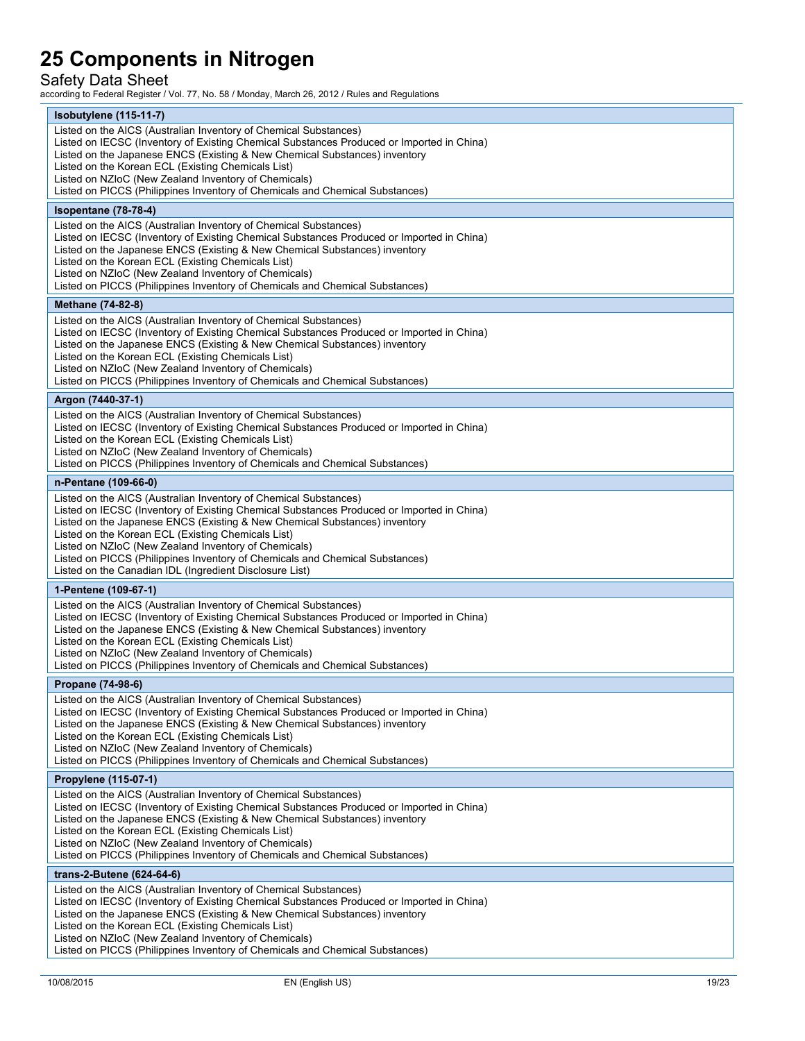| Isobutylene (115-11-7) |
|---|
| Listed on the AICS (Australian Inventory of Chemical Substances)<br>Listed on IECSC (Inventory of Existing Chemical Substances Produced or Imported in China)<br>Listed on the Japanese ENCS (Existing & New Chemical Substances) inventory<br>Listed on the Korean ECL (Existing Chemicals List)<br>Listed on NZIoC (New Zealand Inventory of Chemicals)<br>Listed on PICCS (Philippines Inventory of Chemicals and Chemical Substances) |

| Isopentane (78-78-4) |
|---|
| Listed on the AICS (Australian Inventory of Chemical Substances)<br>Listed on IECSC (Inventory of Existing Chemical Substances Produced or Imported in China)<br>Listed on the Japanese ENCS (Existing & New Chemical Substances) inventory<br>Listed on the Korean ECL (Existing Chemicals List)<br>Listed on NZIoC (New Zealand Inventory of Chemicals)<br>Listed on PICCS (Philippines Inventory of Chemicals and Chemical Substances) |

| Methane (74-82-8) |
|---|
| Listed on the AICS (Australian Inventory of Chemical Substances)<br>Listed on IECSC (Inventory of Existing Chemical Substances Produced or Imported in China)<br>Listed on the Japanese ENCS (Existing & New Chemical Substances) inventory<br>Listed on the Korean ECL (Existing Chemicals List)<br>Listed on NZIoC (New Zealand Inventory of Chemicals)<br>Listed on PICCS (Philippines Inventory of Chemicals and Chemical Substances) |

| Argon (7440-37-1) |
|---|
| Listed on the AICS (Australian Inventory of Chemical Substances)<br>Listed on IECSC (Inventory of Existing Chemical Substances Produced or Imported in China)<br>Listed on the Korean ECL (Existing Chemicals List)<br>Listed on NZIoC (New Zealand Inventory of Chemicals)<br>Listed on PICCS (Philippines Inventory of Chemicals and Chemical Substances) |

| n-Pentane (109-66-0) |
|---|
| Listed on the AICS (Australian Inventory of Chemical Substances)<br>Listed on IECSC (Inventory of Existing Chemical Substances Produced or Imported in China)<br>Listed on the Japanese ENCS (Existing & New Chemical Substances) inventory<br>Listed on the Korean ECL (Existing Chemicals List)<br>Listed on NZIoC (New Zealand Inventory of Chemicals)<br>Listed on PICCS (Philippines Inventory of Chemicals and Chemical Substances)<br>Listed on the Canadian IDL (Ingredient Disclosure List) |

| 1-Pentene (109-67-1) |
|---|
| Listed on the AICS (Australian Inventory of Chemical Substances)<br>Listed on IECSC (Inventory of Existing Chemical Substances Produced or Imported in China)<br>Listed on the Japanese ENCS (Existing & New Chemical Substances) inventory<br>Listed on the Korean ECL (Existing Chemicals List)<br>Listed on NZIoC (New Zealand Inventory of Chemicals)<br>Listed on PICCS (Philippines Inventory of Chemicals and Chemical Substances) |

| Propane (74-98-6) |
|---|
| Listed on the AICS (Australian Inventory of Chemical Substances)<br>Listed on IECSC (Inventory of Existing Chemical Substances Produced or Imported in China)<br>Listed on the Japanese ENCS (Existing & New Chemical Substances) inventory<br>Listed on the Korean ECL (Existing Chemicals List)<br>Listed on NZIoC (New Zealand Inventory of Chemicals)<br>Listed on PICCS (Philippines Inventory of Chemicals and Chemical Substances) |

| Propylene (115-07-1) |
|---|
| Listed on the AICS (Australian Inventory of Chemical Substances)<br>Listed on IECSC (Inventory of Existing Chemical Substances Produced or Imported in China)<br>Listed on the Japanese ENCS (Existing & New Chemical Substances) inventory<br>Listed on the Korean ECL (Existing Chemicals List)<br>Listed on NZIoC (New Zealand Inventory of Chemicals)<br>Listed on PICCS (Philippines Inventory of Chemicals and Chemical Substances) |

| trans-2-Butene (624-64-6) |
|---|
| Listed on the AICS (Australian Inventory of Chemical Substances)<br>Listed on IECSC (Inventory of Existing Chemical Substances Produced or Imported in China)<br>Listed on the Japanese ENCS (Existing & New Chemical Substances) inventory<br>Listed on the Korean ECL (Existing Chemicals List)<br>Listed on NZIoC (New Zealand Inventory of Chemicals)<br>Listed on PICCS (Philippines Inventory of Chemicals and Chemical Substances) |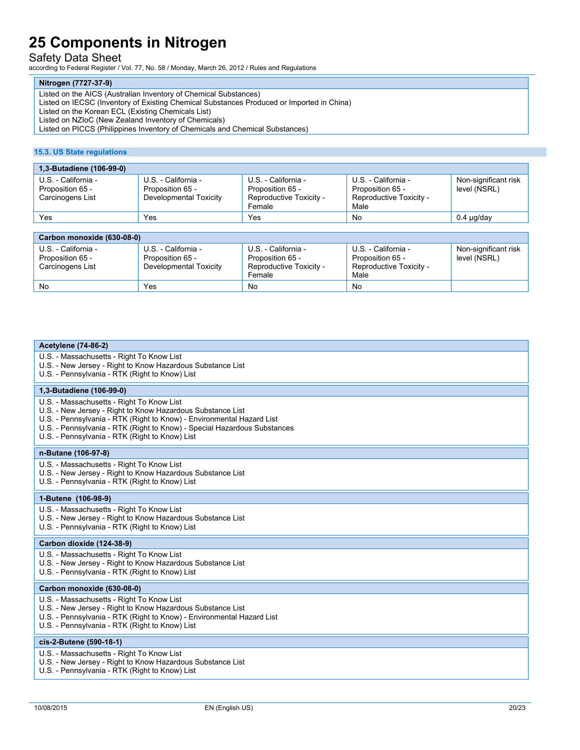| Nitrogen (7727-37-9) |
|---|
| Listed on the AICS (Australian Inventory of Chemical Substances)<br>Listed on IECSC (Inventory of Existing Chemical Substances Produced or Imported in China)<br>Listed on the Korean ECL (Existing Chemicals List)<br>Listed on NZIoC (New Zealand Inventory of Chemicals)<br>Listed on PICCS (Philippines Inventory of Chemicals and Chemical Substances) |

### 15.3. US State regulations

| 1,3-Butadiene (106-99-0) | | | | |
|---|---|---|---|---|
| U.S. - California - Proposition 65 - Carcinogens List | U.S. - California - Proposition 65 - Developmental Toxicity | U.S. - California - Proposition 65 - Reproductive Toxicity - Female | U.S. - California - Proposition 65 - Reproductive Toxicity - Male | Non-significant risk level (NSRL) |
| Yes | Yes | Yes | No | 0.4 µg/day |

| Carbon monoxide (630-08-0) | | | | |
|---|---|---|---|---|
| U.S. - California - Proposition 65 - Carcinogens List | U.S. - California - Proposition 65 - Developmental Toxicity | U.S. - California - Proposition 65 - Reproductive Toxicity - Female | U.S. - California - Proposition 65 - Reproductive Toxicity - Male | Non-significant risk level (NSRL) |
| No | Yes | No | No | |

| Acetylene (74-86-2) |
|---|
| U.S. - Massachusetts - Right To Know List<br>U.S. - New Jersey - Right to Know Hazardous Substance List<br>U.S. - Pennsylvania - RTK (Right to Know) List |

| 1,3-Butadiene (106-99-0) |
|---|
| U.S. - Massachusetts - Right To Know List<br>U.S. - New Jersey - Right to Know Hazardous Substance List<br>U.S. - Pennsylvania - RTK (Right to Know) - Environmental Hazard List<br>U.S. - Pennsylvania - RTK (Right to Know) - Special Hazardous Substances<br>U.S. - Pennsylvania - RTK (Right to Know) List |

| n-Butane (106-97-8) |
|---|
| U.S. - Massachusetts - Right To Know List<br>U.S. - New Jersey - Right to Know Hazardous Substance List<br>U.S. - Pennsylvania - RTK (Right to Know) List |

| 1-Butene (106-98-9) |
|---|
| U.S. - Massachusetts - Right To Know List<br>U.S. - New Jersey - Right to Know Hazardous Substance List<br>U.S. - Pennsylvania - RTK (Right to Know) List |

| Carbon dioxide (124-38-9) |
|---|
| U.S. - Massachusetts - Right To Know List<br>U.S. - New Jersey - Right to Know Hazardous Substance List<br>U.S. - Pennsylvania - RTK (Right to Know) List |

| Carbon monoxide (630-08-0) |
|---|
| U.S. - Massachusetts - Right To Know List<br>U.S. - New Jersey - Right to Know Hazardous Substance List<br>U.S. - Pennsylvania - RTK (Right to Know) - Environmental Hazard List<br>U.S. - Pennsylvania - RTK (Right to Know) List |

| cis-2-Butene (590-18-1) |
|---|
| U.S. - Massachusetts - Right To Know List<br>U.S. - New Jersey - Right to Know Hazardous Substance List<br>U.S. - Pennsylvania - RTK (Right to Know) List |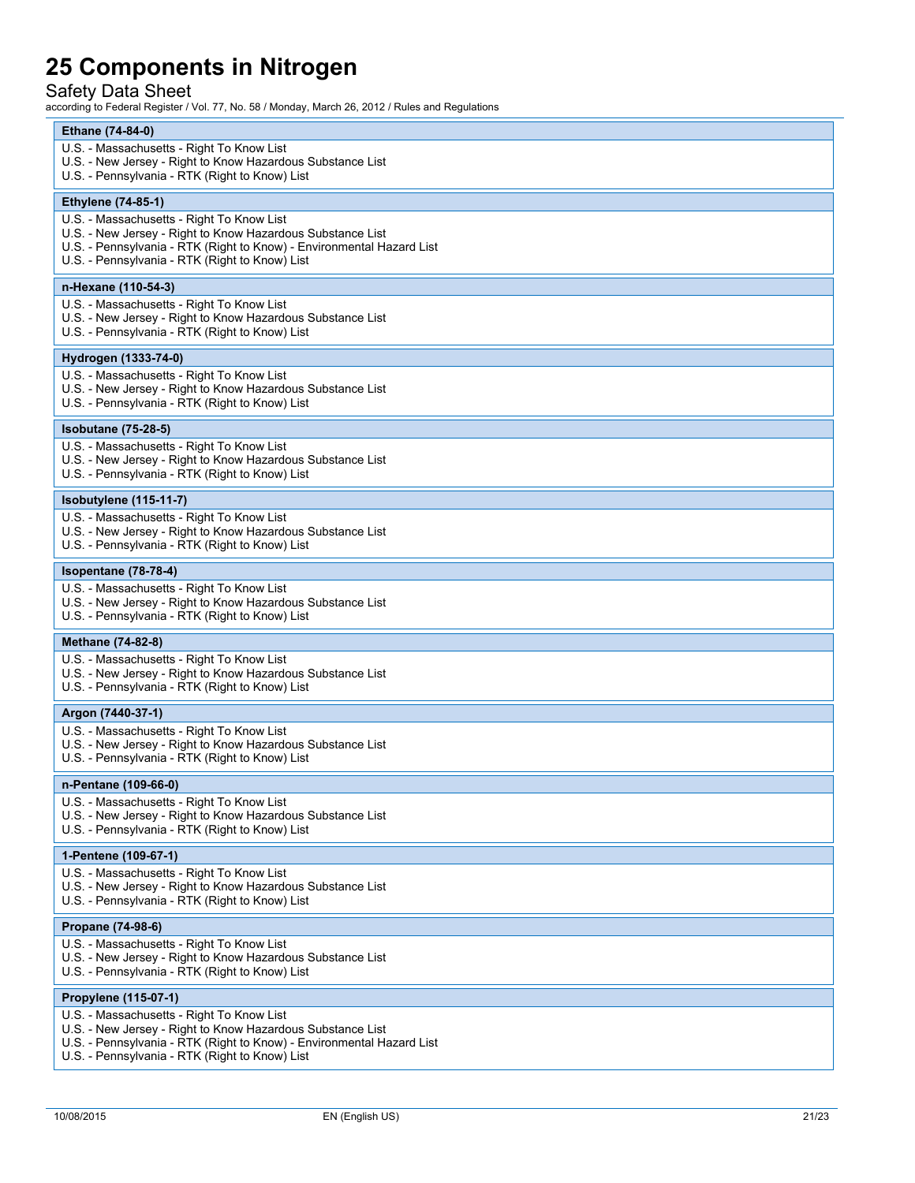| Ethane (74-84-0) |
| --- |
| U.S. - Massachusetts - Right To Know List<br>U.S. - New Jersey - Right to Know Hazardous Substance List<br>U.S. - Pennsylvania - RTK (Right to Know) List |

| Ethylene (74-85-1) |
| --- |
| U.S. - Massachusetts - Right To Know List<br>U.S. - New Jersey - Right to Know Hazardous Substance List<br>U.S. - Pennsylvania - RTK (Right to Know) - Environmental Hazard List<br>U.S. - Pennsylvania - RTK (Right to Know) List |

| n-Hexane (110-54-3) |
| --- |
| U.S. - Massachusetts - Right To Know List<br>U.S. - New Jersey - Right to Know Hazardous Substance List<br>U.S. - Pennsylvania - RTK (Right to Know) List |

| Hydrogen (1333-74-0) |
| --- |
| U.S. - Massachusetts - Right To Know List<br>U.S. - New Jersey - Right to Know Hazardous Substance List<br>U.S. - Pennsylvania - RTK (Right to Know) List |

| Isobutane (75-28-5) |
| --- |
| U.S. - Massachusetts - Right To Know List<br>U.S. - New Jersey - Right to Know Hazardous Substance List<br>U.S. - Pennsylvania - RTK (Right to Know) List |

| Isobutylene (115-11-7) |
| --- |
| U.S. - Massachusetts - Right To Know List<br>U.S. - New Jersey - Right to Know Hazardous Substance List<br>U.S. - Pennsylvania - RTK (Right to Know) List |

| Isopentane (78-78-4) |
| --- |
| U.S. - Massachusetts - Right To Know List<br>U.S. - New Jersey - Right to Know Hazardous Substance List<br>U.S. - Pennsylvania - RTK (Right to Know) List |

| Methane (74-82-8) |
| --- |
| U.S. - Massachusetts - Right To Know List<br>U.S. - New Jersey - Right to Know Hazardous Substance List<br>U.S. - Pennsylvania - RTK (Right to Know) List |

| Argon (7440-37-1) |
| --- |
| U.S. - Massachusetts - Right To Know List<br>U.S. - New Jersey - Right to Know Hazardous Substance List<br>U.S. - Pennsylvania - RTK (Right to Know) List |

| n-Pentane (109-66-0) |
| --- |
| U.S. - Massachusetts - Right To Know List<br>U.S. - New Jersey - Right to Know Hazardous Substance List<br>U.S. - Pennsylvania - RTK (Right to Know) List |

| 1-Pentene (109-67-1) |
| --- |
| U.S. - Massachusetts - Right To Know List<br>U.S. - New Jersey - Right to Know Hazardous Substance List<br>U.S. - Pennsylvania - RTK (Right to Know) List |

| Propane (74-98-6) |
| --- |
| U.S. - Massachusetts - Right To Know List<br>U.S. - New Jersey - Right to Know Hazardous Substance List<br>U.S. - Pennsylvania - RTK (Right to Know) List |

| Propylene (115-07-1) |
| --- |
| U.S. - Massachusetts - Right To Know List<br>U.S. - New Jersey - Right to Know Hazardous Substance List<br>U.S. - Pennsylvania - RTK (Right to Know) - Environmental Hazard List<br>U.S. - Pennsylvania - RTK (Right to Know) List |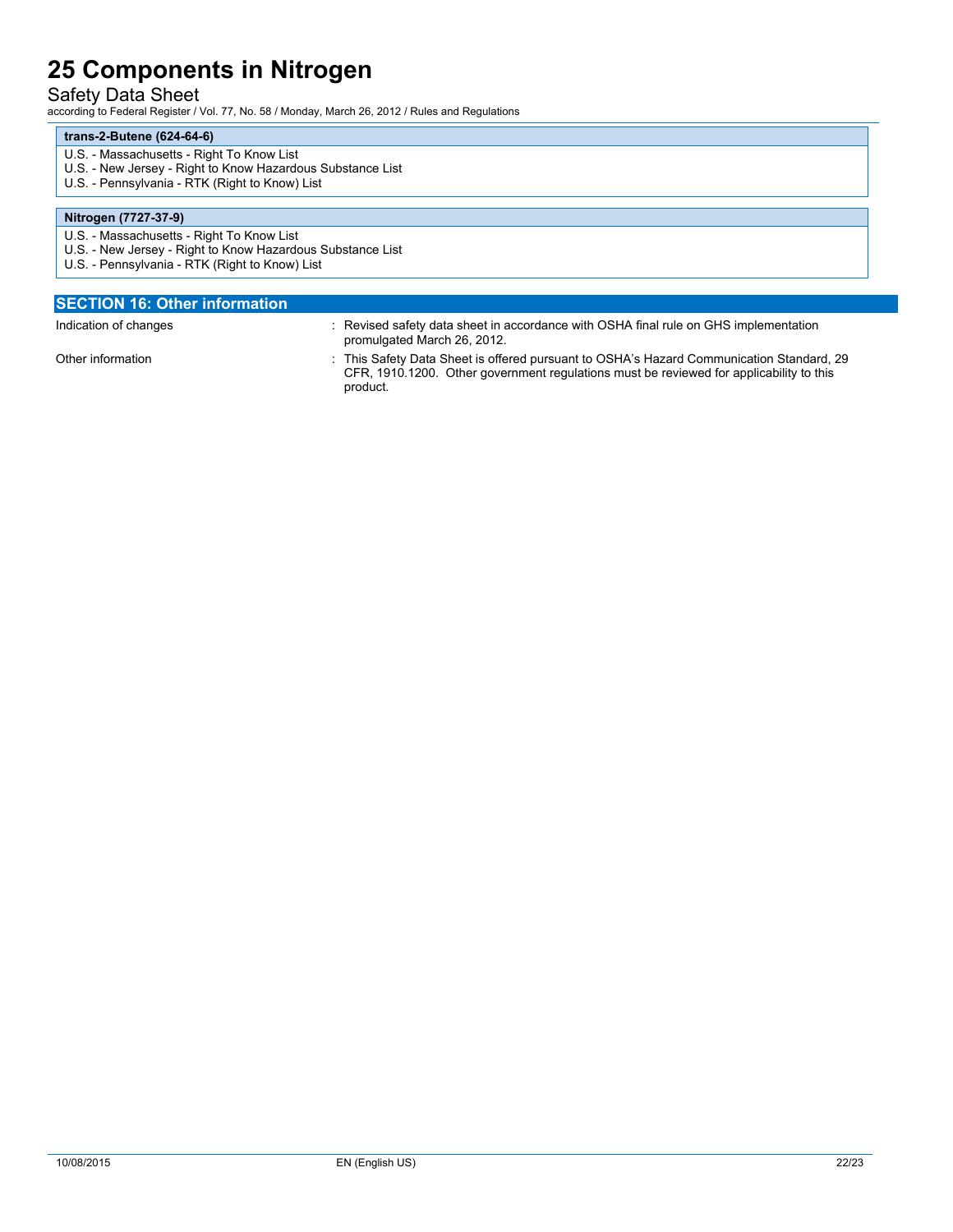**trans-2-Butene (624-64-6)**

U.S. - Massachusetts - Right To Know List
U.S. - New Jersey - Right to Know Hazardous Substance List
U.S. - Pennsylvania - RTK (Right to Know) List

**Nitrogen (7727-37-9)**

U.S. - Massachusetts - Right To Know List
U.S. - New Jersey - Right to Know Hazardous Substance List
U.S. - Pennsylvania - RTK (Right to Know) List

## SECTION 16: Other information

Indication of changes : Revised safety data sheet in accordance with OSHA final rule on GHS implementation promulgated March 26, 2012.

Other information : This Safety Data Sheet is offered pursuant to OSHA's Hazard Communication Standard, 29 CFR, 1910.1200. Other government regulations must be reviewed for applicability to this product.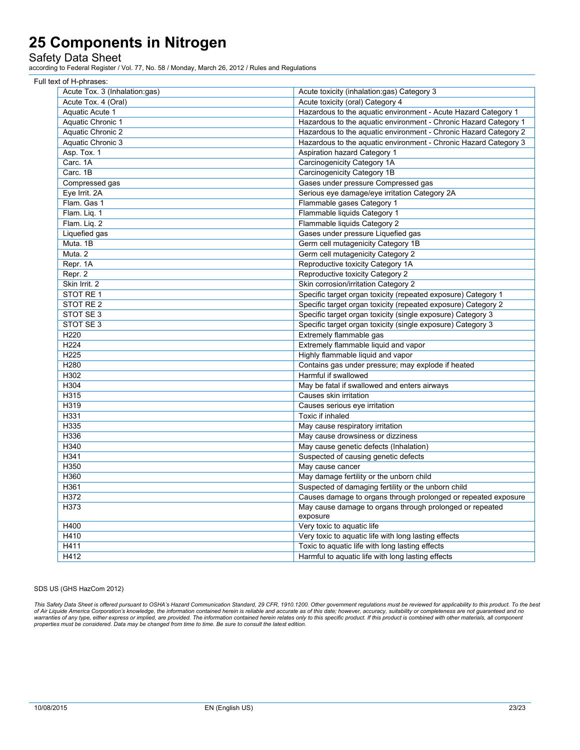Full text of H-phrases:

| | |
|---|---|
| Acute Tox. 3 (Inhalation:gas) | Acute toxicity (inhalation:gas) Category 3 |
| Acute Tox. 4 (Oral) | Acute toxicity (oral) Category 4 |
| Aquatic Acute 1 | Hazardous to the aquatic environment - Acute Hazard Category 1 |
| Aquatic Chronic 1 | Hazardous to the aquatic environment - Chronic Hazard Category 1 |
| Aquatic Chronic 2 | Hazardous to the aquatic environment - Chronic Hazard Category 2 |
| Aquatic Chronic 3 | Hazardous to the aquatic environment - Chronic Hazard Category 3 |
| Asp. Tox. 1 | Aspiration hazard Category 1 |
| Carc. 1A | Carcinogenicity Category 1A |
| Carc. 1B | Carcinogenicity Category 1B |
| Compressed gas | Gases under pressure Compressed gas |
| Eye Irrit. 2A | Serious eye damage/eye irritation Category 2A |
| Flam. Gas 1 | Flammable gases Category 1 |
| Flam. Liq. 1 | Flammable liquids Category 1 |
| Flam. Liq. 2 | Flammable liquids Category 2 |
| Liquefied gas | Gases under pressure Liquefied gas |
| Muta. 1B | Germ cell mutagenicity Category 1B |
| Muta. 2 | Germ cell mutagenicity Category 2 |
| Repr. 1A | Reproductive toxicity Category 1A |
| Repr. 2 | Reproductive toxicity Category 2 |
| Skin Irrit. 2 | Skin corrosion/irritation Category 2 |
| STOT RE 1 | Specific target organ toxicity (repeated exposure) Category 1 |
| STOT RE 2 | Specific target organ toxicity (repeated exposure) Category 2 |
| STOT SE 3 | Specific target organ toxicity (single exposure) Category 3 |
| STOT SE 3 | Specific target organ toxicity (single exposure) Category 3 |
| H220 | Extremely flammable gas |
| H224 | Extremely flammable liquid and vapor |
| H225 | Highly flammable liquid and vapor |
| H280 | Contains gas under pressure; may explode if heated |
| H302 | Harmful if swallowed |
| H304 | May be fatal if swallowed and enters airways |
| H315 | Causes skin irritation |
| H319 | Causes serious eye irritation |
| H331 | Toxic if inhaled |
| H335 | May cause respiratory irritation |
| H336 | May cause drowsiness or dizziness |
| H340 | May cause genetic defects (Inhalation) |
| H341 | Suspected of causing genetic defects |
| H350 | May cause cancer |
| H360 | May damage fertility or the unborn child |
| H361 | Suspected of damaging fertility or the unborn child |
| H372 | Causes damage to organs through prolonged or repeated exposure |
| H373 | May cause damage to organs through prolonged or repeated exposure |
| H400 | Very toxic to aquatic life |
| H410 | Very toxic to aquatic life with long lasting effects |
| H411 | Toxic to aquatic life with long lasting effects |
| H412 | Harmful to aquatic life with long lasting effects |

SDS US (GHS HazCom 2012)

*This Safety Data Sheet is offered pursuant to OSHA's Hazard Communication Standard, 29 CFR, 1910.1200. Other government regulations must be reviewed for applicability to this product. To the best of Air Liquide America Corporation's knowledge, the information contained herein is reliable and accurate as of this date; however, accuracy, suitability or completeness are not guaranteed and no warranties of any type, either express or implied, are provided. The information contained herein relates only to this specific product. If this product is combined with other materials, all component properties must be considered. Data may be changed from time to time. Be sure to consult the latest edition.*